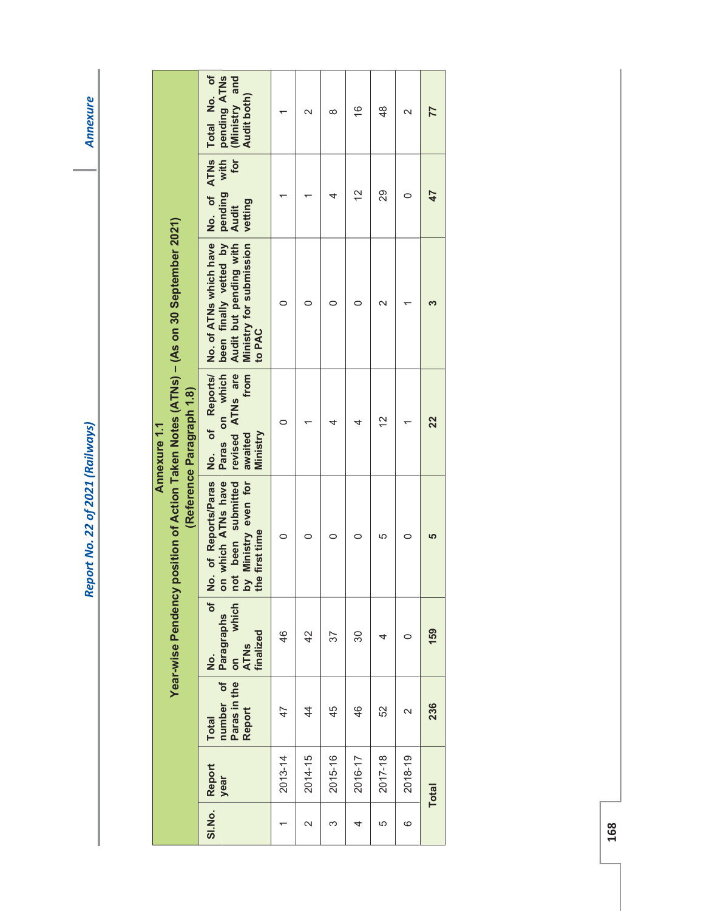## Annexure 1.1

### Year-wise Pendency position of Action Taken Notes (ATNs) – (As on 30 September 2021)

(Reference Paragraph 1.8)

| Sl.No. | Report year | Total number of Paras in the Report | No. of Paragraphs on which ATNs finalized | No. of Reports/Paras on which ATNs have not been submitted by Ministry even for the first time | No. of Reports/ Paras on which revised ATNs are awaited from Ministry | No. of ATNs which have been finally vetted by Audit but pending with Ministry for submission to PAC | No. of ATNs pending with Audit for vetting | Total No. of pending ATNs (Ministry and Audit both) |
|---|---|---|---|---|---|---|---|---|
| 1 | 2013-14 | 47 | 46 | 0 | 0 | 0 | 1 | 1 |
| 2 | 2014-15 | 44 | 42 | 0 | 1 | 0 | 1 | 2 |
| 3 | 2015-16 | 45 | 37 | 0 | 4 | 0 | 4 | 8 |
| 4 | 2016-17 | 46 | 30 | 0 | 4 | 0 | 12 | 16 |
| 5 | 2017-18 | 52 | 4 | 5 | 12 | 2 | 29 | 48 |
| 6 | 2018-19 | 2 | 0 | 0 | 1 | 1 | 0 | 2 |
| **Total** | | **236** | **159** | **5** | **22** | **3** | **47** | **77** |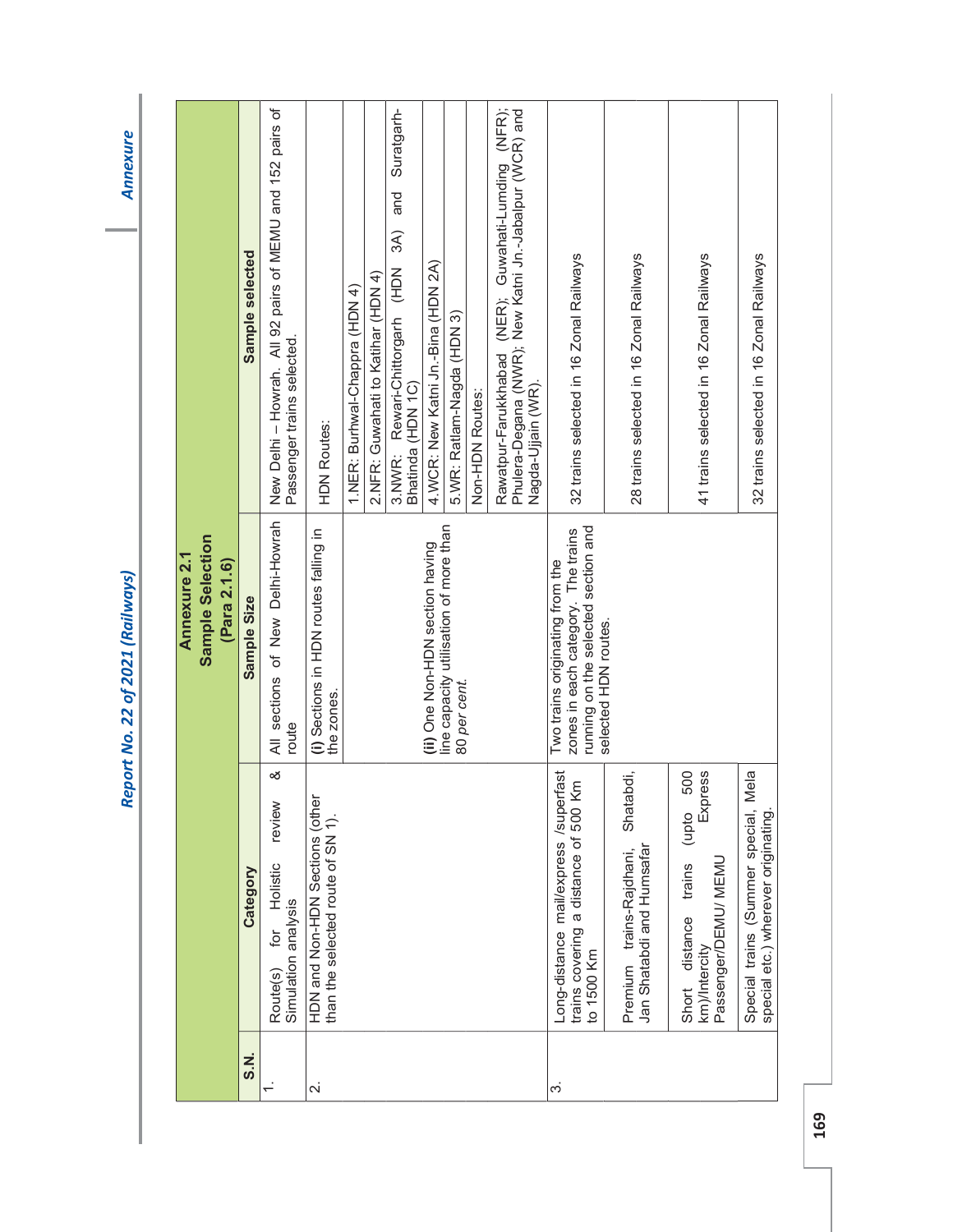## Annexure 2.1
## Sample Selection
## (Para 2.1.6)

| S.N. | Category | Sample Size | Sample selected |
|---|---|---|---|
| 1. | Route(s) for Holistic review & Simulation analysis | All sections of New Delhi-Howrah route | New Delhi – Howrah. All 92 pairs of MEMU and 152 pairs of Passenger trains selected. |
| 2. | HDN and Non-HDN Sections (other than the selected route of SN 1). | **(i)** Sections in HDN routes falling in the zones. | HDN Routes: |
| | | | 1.NER: Burhwal-Chappra (HDN 4) |
| | | | 2.NFR: Guwahati to Katihar (HDN 4) |
| | | | 3.NWR: Rewari-Chittorgarh (HDN 3A) and Suratgarh-Bhatinda (HDN 1C) |
| | | | 4.WCR: New Katni Jn.-Bina (HDN 2A) |
| | | | 5.WR: Ratlam-Nagda (HDN 3) |
| | | **(ii)** One Non-HDN section having line capacity utilisation of more than 80 *per cent.* | Non-HDN Routes: |
| | | | Rawatpur-Farukkhabad (NER); Guwahati-Lumding (NFR); Phulera-Degana (NWR); New Katni Jn.-Jabalpur (WCR) and Nagda-Ujjain (WR). |
| 3. | Long-distance mail/express /superfast trains covering a distance of 500 Km to 1500 Km | Two trains originating from the zones in each category. The trains running on the selected section and selected HDN routes. | 32 trains selected in 16 Zonal Railways |
| | Premium trains-Rajdhani, Shatabdi, Jan Shatabdi and Humsafar | | 28 trains selected in 16 Zonal Railways |
| | Short distance trains (upto 500 km)/Intercity Express Passenger/DEMU/ MEMU | | 41 trains selected in 16 Zonal Railways |
| | Special trains (Summer special, Mela special etc.) wherever originating. | | 32 trains selected in 16 Zonal Railways |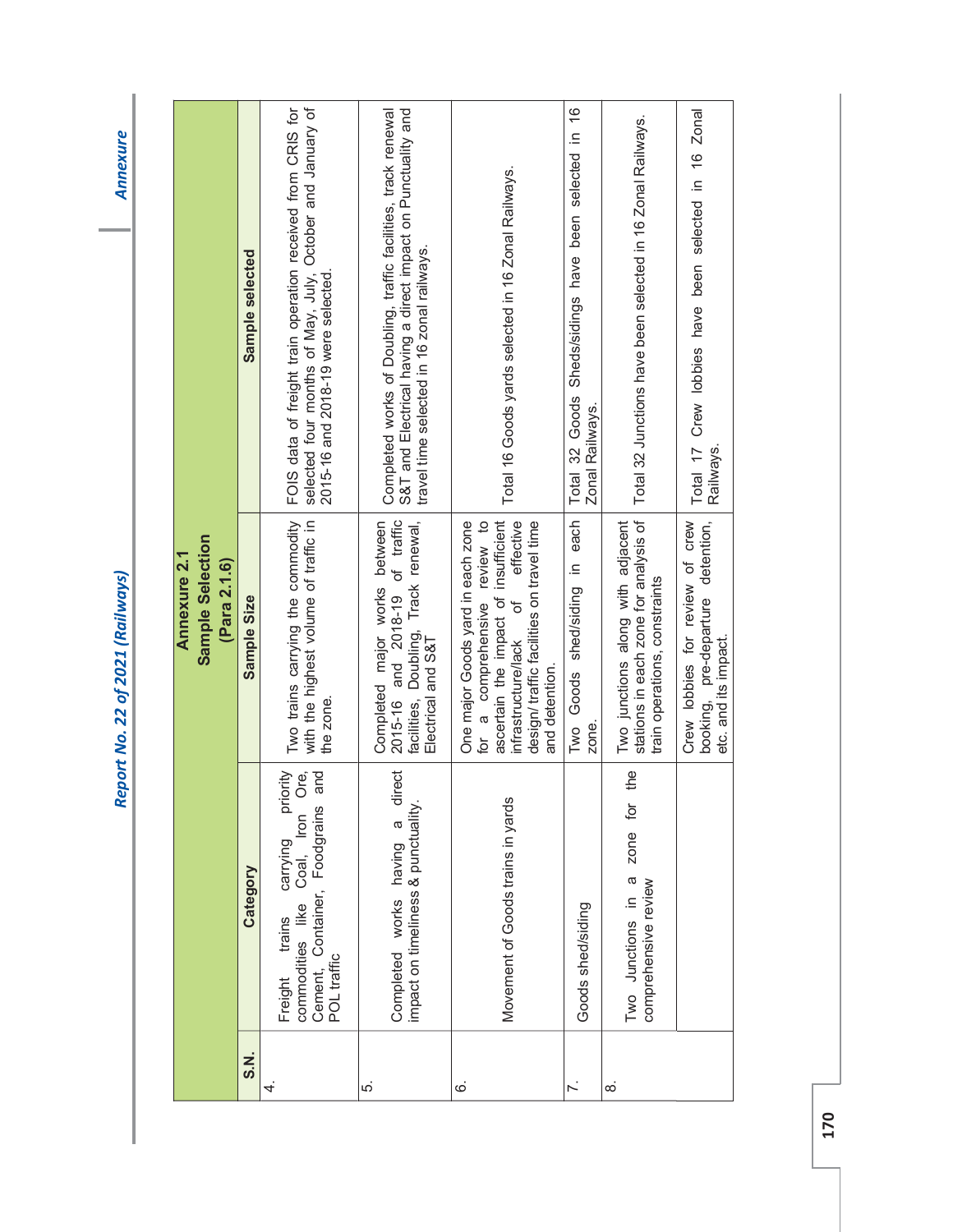## Annexure 2.1

### Sample Selection

**(Para 2.1.6)**

| S.N. | Category | Sample Size | Sample selected |
|---|---|---|---|
| 4. | Freight trains carrying priority commodities like Coal, Iron Ore, Cement, Container, Foodgrains and POL traffic | Two trains carrying the commodity with the highest volume of traffic in the zone. | FOIS data of freight train operation received from CRIS for selected four months of May, July, October and January of 2015-16 and 2018-19 were selected. |
| 5. | Completed works having a direct impact on timeliness & punctuality. | Completed major works between 2015-16 and 2018-19 of traffic facilities, Doubling, Track renewal, Electrical and S&T | Completed works of Doubling, traffic facilities, track renewal S&T and Electrical having a direct impact on Punctuality and travel time selected in 16 zonal railways. |
| 6. | Movement of Goods trains in yards | One major Goods yard in each zone for a comprehensive review to ascertain the impact of insufficient infrastructure/lack of effective design/ traffic facilities on travel time and detention. | Total 16 Goods yards selected in 16 Zonal Railways. |
| 7. | Goods shed/siding | Two Goods shed/siding in each zone. | Total 32 Goods Sheds/sidings have been selected in 16 Zonal Railways. |
| 8. | Two Junctions in a zone for the comprehensive review | Two junctions along with adjacent stations in each zone for analysis of train operations, constraints | Total 32 Junctions have been selected in 16 Zonal Railways. |
| | | Crew lobbies for review of crew booking, pre-departure detention, etc. and its impact. | Total 17 Crew lobbies have been selected in 16 Zonal Railways. |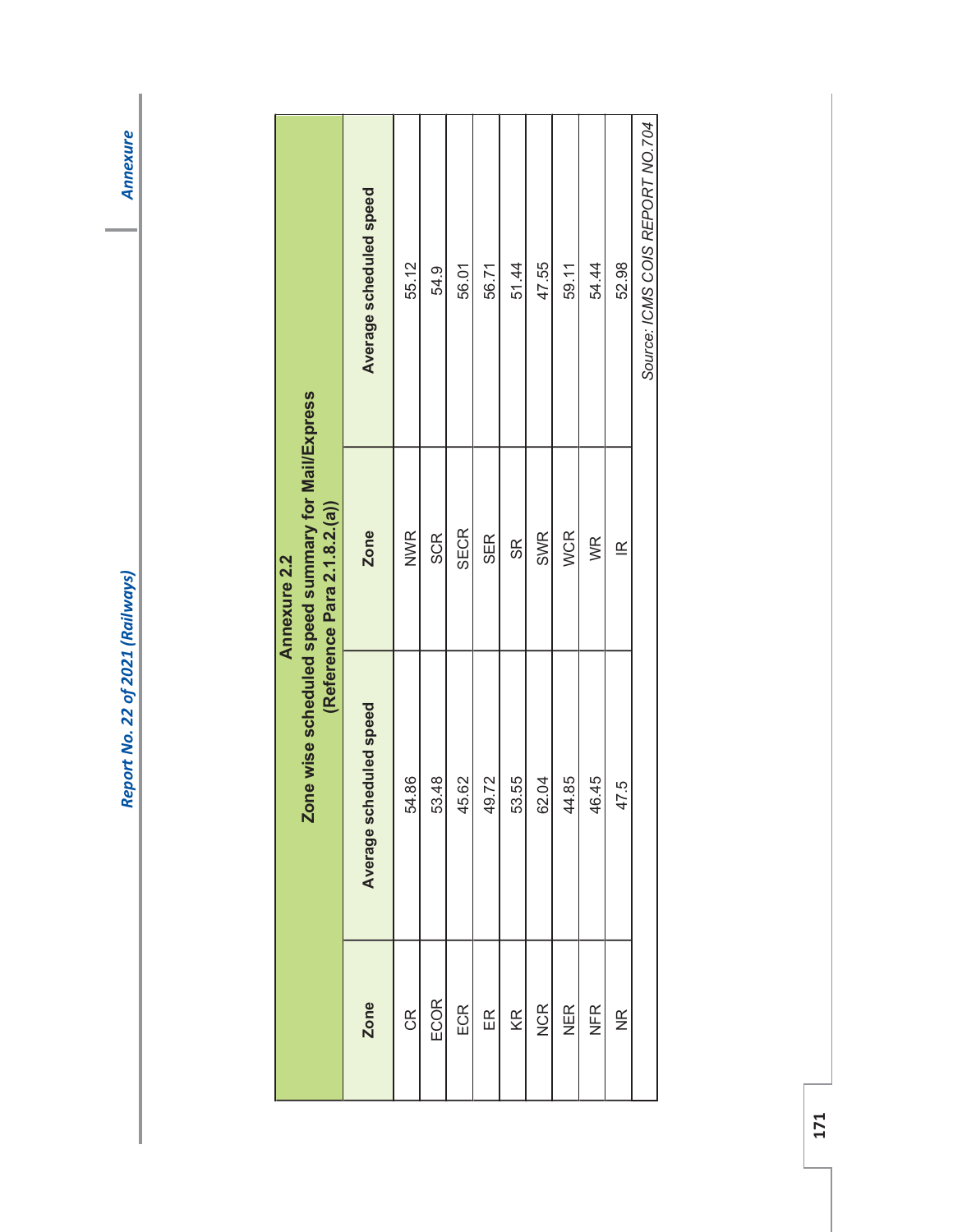## Annexure 2.2

### Zone wise scheduled speed summary for Mail/Express (Reference Para 2.1.8.2.(a))

| Zone | Average scheduled speed | Zone | Average scheduled speed |
|---|---|---|---|
| CR | 54.86 | NWR | 55.12 |
| ECOR | 53.48 | SCR | 54.9 |
| ECR | 45.62 | SECR | 56.01 |
| ER | 49.72 | SER | 56.71 |
| KR | 53.55 | SR | 51.44 |
| NCR | 62.04 | SWR | 47.55 |
| NER | 44.85 | WCR | 59.11 |
| NFR | 46.45 | WR | 54.44 |
| NR | 47.5 | IR | 52.98 |

*Source: ICMS COIS REPORT NO.704*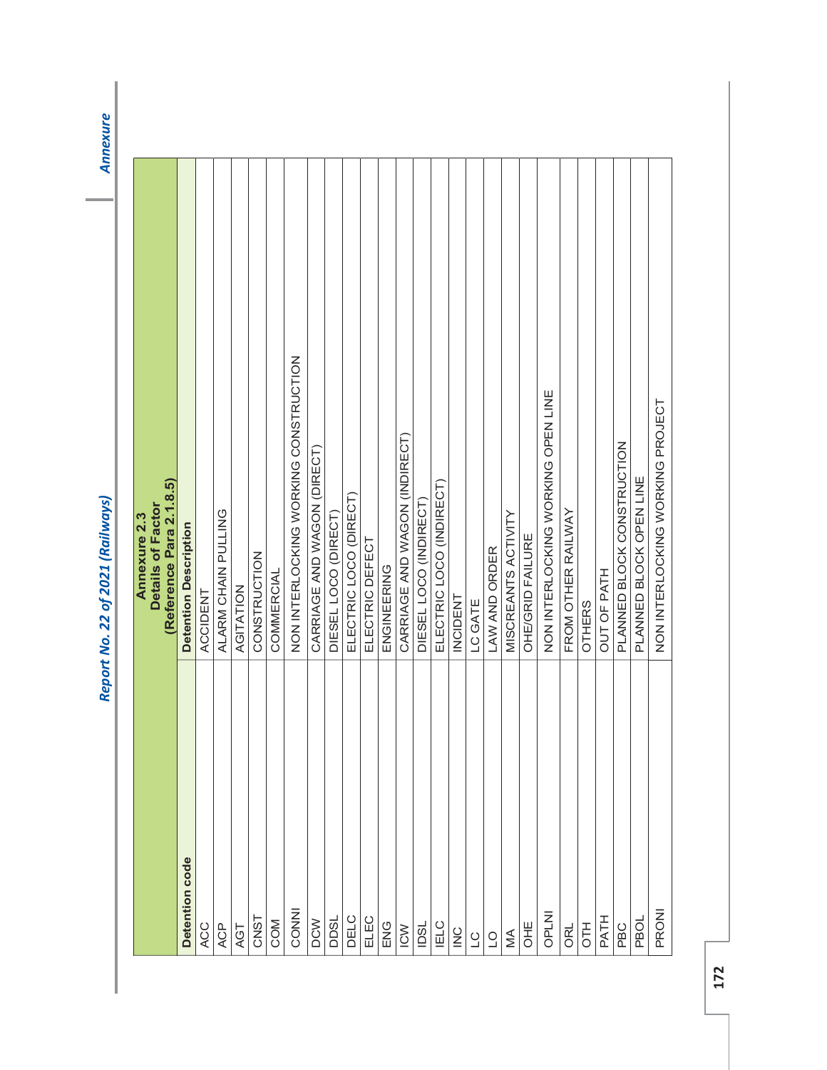## Annexure 2.3
## Details of Factor
### (Reference Para 2.1.8.5)

| Detention code | Detention Description |
|---|---|
| ACC | ACCIDENT |
| ACP | ALARM CHAIN PULLING |
| AGT | AGITATION |
| CNST | CONSTRUCTION |
| COM | COMMERCIAL |
| CONNI | NON INTERLOCKING WORKING CONSTRUCTION |
| DCW | CARRIAGE AND WAGON (DIRECT) |
| DDSL | DIESEL LOCO (DIRECT) |
| DELC | ELECTRIC LOCO (DIRECT) |
| ELEC | ELECTRIC DEFECT |
| ENG | ENGINEERING |
| ICW | CARRIAGE AND WAGON (INDIRECT) |
| IDSL | DIESEL LOCO (INDIRECT) |
| IELC | ELECTRIC LOCO (INDIRECT) |
| INC | INCIDENT |
| LC | LC GATE |
| LO | LAW AND ORDER |
| MA | MISCREANTS ACTIVITY |
| OHE | OHE/GRID FAILURE |
| OPLNI | NON INTERLOCKING WORKING OPEN LINE |
| ORL | FROM OTHER RAILWAY |
| OTH | OTHERS |
| PATH | OUT OF PATH |
| PBC | PLANNED BLOCK CONSTRUCTION |
| PBOL | PLANNED BLOCK OPEN LINE |
| PRONI | NON INTERLOCKING WORKING PROJECT |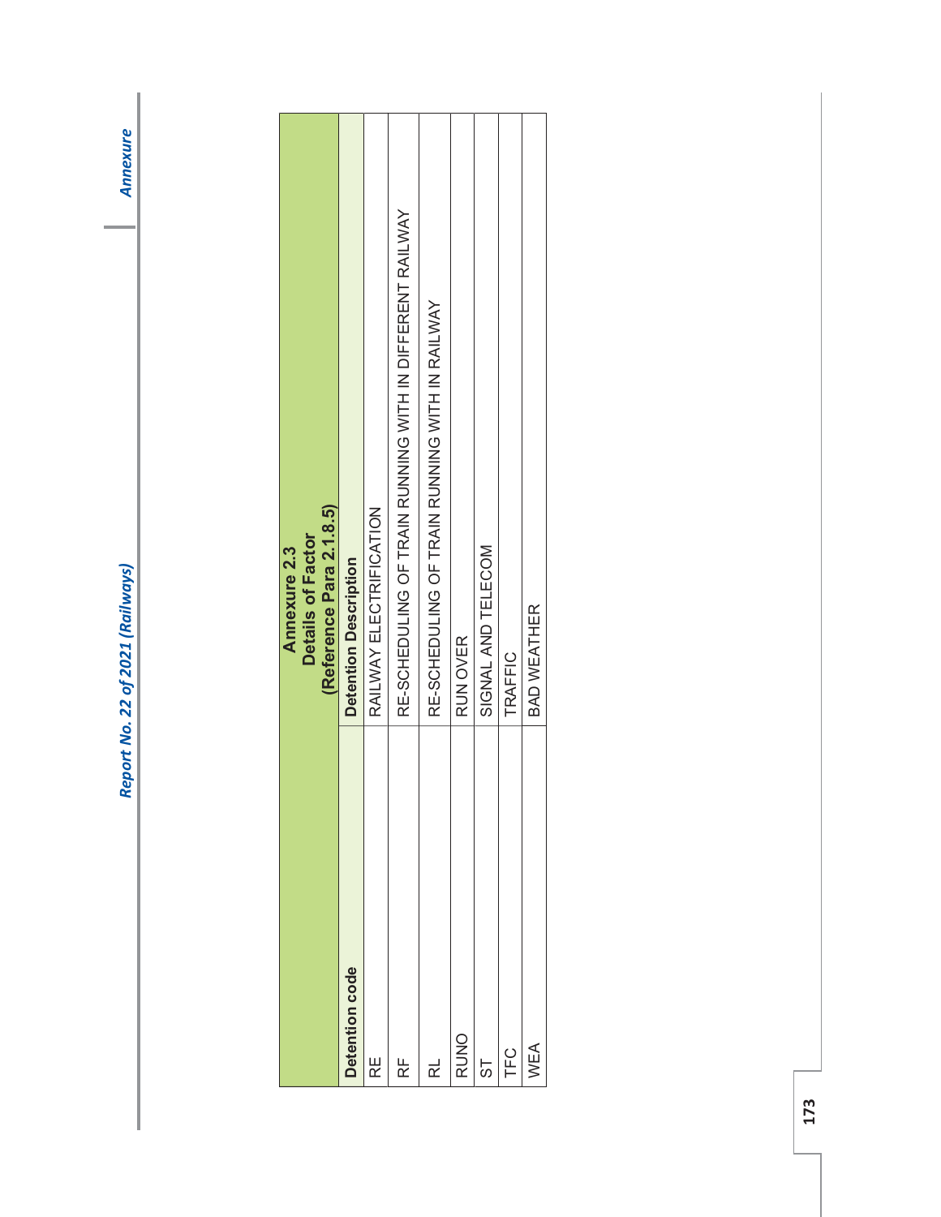| Annexure 2.3<br>Details of Factor<br>(Reference Para 2.1.8.5) | |
|---|---|
| **Detention code** | **Detention Description** |
| RE | RAILWAY ELECTRIFICATION |
| RF | RE-SCHEDULING OF TRAIN RUNNING WITH IN DIFFERENT RAILWAY |
| RL | RE-SCHEDULING OF TRAIN RUNNING WITH IN RAILWAY |
| RUNO | RUN OVER |
| ST | SIGNAL AND TELECOM |
| TFC | TRAFFIC |
| WEA | BAD WEATHER |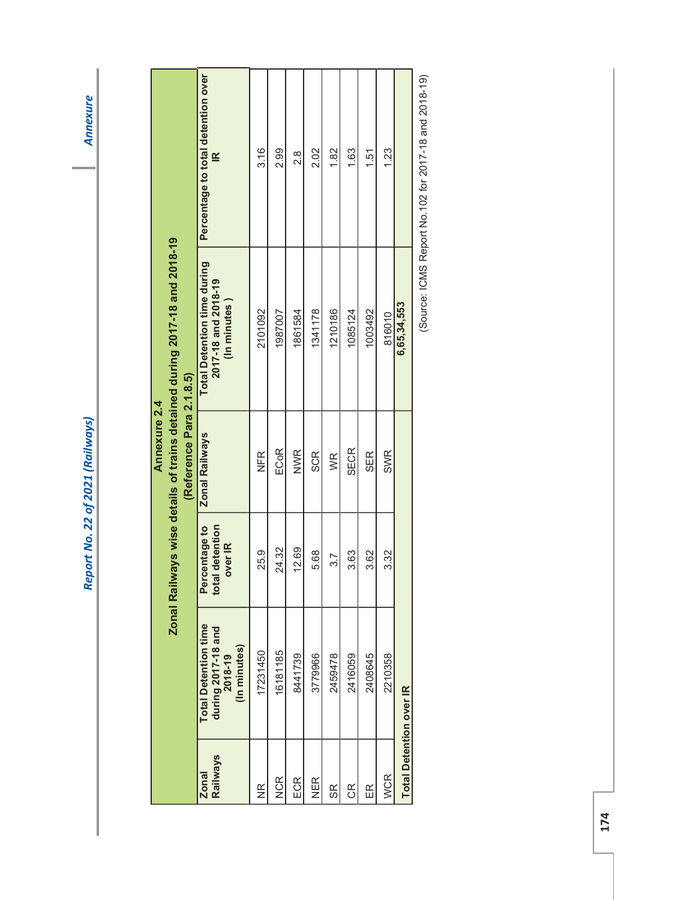## Annexure 2.4

### Zonal Railways wise details of trains detained during 2017-18 and 2018-19

(Reference Para 2.1.8.5)

| Zonal Railways | Total Detention time during 2017-18 and 2018-19 (In minutes) | Percentage to total detention over IR | Zonal Railways | Total Detention time during 2017-18 and 2018-19 (In minutes ) | Percentage to total detention over IR |
|---|---|---|---|---|---|
| NR | 17231450 | 25.9 | NFR | 2101092 | 3.16 |
| NCR | 16181185 | 24.32 | ECoR | 1987007 | 2.99 |
| ECR | 8441739 | 12.69 | NWR | 1861584 | 2.8 |
| NER | 3779966 | 5.68 | SCR | 1341178 | 2.02 |
| SR | 2459478 | 3.7 | WR | 1210186 | 1.82 |
| CR | 2416059 | 3.63 | SECR | 1085124 | 1.63 |
| ER | 2408645 | 3.62 | SER | 1003492 | 1.51 |
| WCR | 2210358 | 3.32 | SWR | 816010 | 1.23 |
| **Total Detention over IR** | | | | **6,65,34,553** | |

(Source: ICMS Report No.102 for 2017-18 and 2018-19)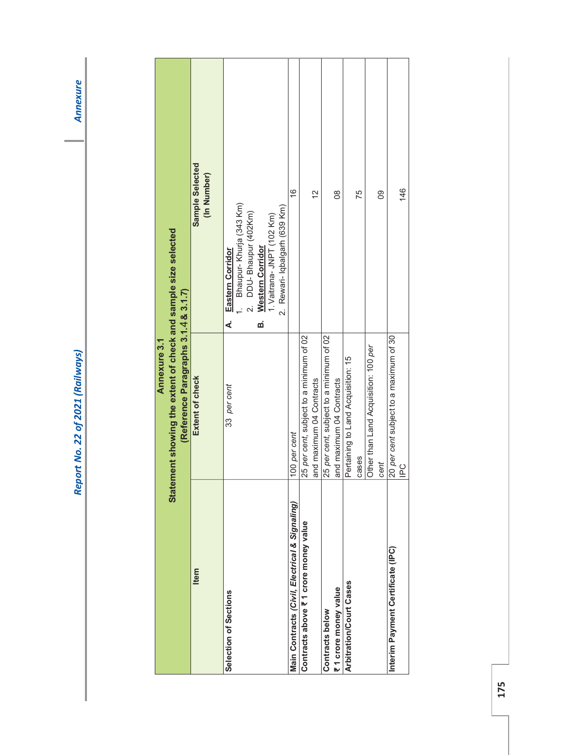## Annexure 3.1

**Statement showing the extent of check and sample size selected (Reference Paragraphs 3.1.4 & 3.1.7)**

| Item | Extent of check | Sample Selected (In Number) |
|---|---|---|
| **Selection of Sections** | 33 *per cent* | **A. Eastern Corridor**<br>1. Bhaupur- Khurja (343 Km)<br>2. DDU- Bhaupur (402Km)<br>**B. Western Corridor**<br>1. Vaitrana- JNPT (102 Km)<br>2. Rewari- Iqbalgarh (639 Km) |
| **Main Contracts (*Civil, Electrical & Signaling*)** | 100 *per cent* | 16 |
| **Contracts above ₹ 1 crore money value** | 25 *per cent*, subject to a minimum of 02 and maximum 04 Contracts | 12 |
| **Contracts below ₹ 1 crore money value** | 25 *per cent*, subject to a minimum of 02 and maximum 04 Contracts | 08 |
| **Arbitration/Court Cases** | Pertaining to Land Acquisition: 15 cases | 75 |
| | Other than Land Acquisition: 100 *per cent* | 09 |
| **Interim Payment Certificate (IPC)** | 20 *per cent* subject to a maximum of 30 IPC | 146 |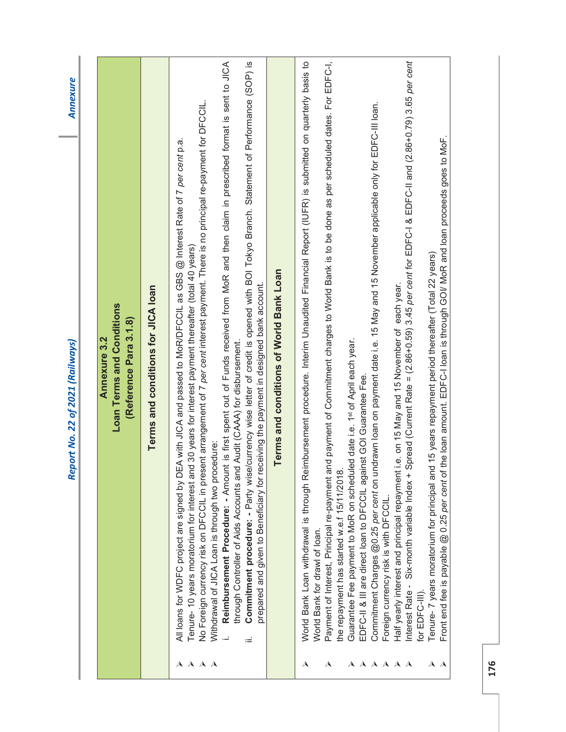## Annexure 3.2
## Loan Terms and Conditions
### (Reference Para 3.1.8)

### Terms and conditions for JICA loan

- All loans for WDFC project are signed by DEA with JICA and passed to MoR/DFCCIL as GBS @ Interest Rate of 7 *per cent* p.a.
- Tenure- 10 years moratorium for interest and 30 years for interest payment thereafter (total 40 years)
- No Foreign currency risk on DFCCIL in present arrangement of 7 *per cent* interest payment. There is no principal re-payment for DFCCIL.
- Withdrawal of JICA Loan is through two procedure:
  - i. **Reimbursement Procedure: -** Amount is first spent out of Funds received from MoR and then claim in prescribed format is sent to JICA through Controller of Aids Accounts and Audit (CAAA) for disbursement.
  - ii. **Commitment procedure: -** Party wise/currency wise letter of credit is opened with BOI Tokyo Branch. Statement of Performance (SOP) is prepared and given to Beneficiary for receiving the payment in designed bank account.

### Terms and conditions of World Bank Loan

- World Bank Loan withdrawal is through Reimbursement procedure. Interim Unaudited Financial Report (IUFR) is submitted on quarterly basis to World Bank for drawl of loan.
- Payment of Interest, Principal re-payment and payment of Commitment charges to World Bank is to be done as per scheduled dates. For EDFC-I, the repayment has started w.e.f 15/11/2018.
- Guarantee Fee payment to MoR on scheduled date i.e. 1st of April each year.
- EDFC-II & III are direct loan to DFCCIL against GOI Guarantee Fee.
- Commitment Charges @0.25 *per cent* on undrawn loan on payment date i.e. 15 May and 15 November applicable only for EDFC-III loan.
- Foreign currency risk is with DFCCIL.
- Half yearly interest and principal repayment i.e. on 15 May and 15 November of each year.
- Interest Rate - Six-month variable Index + Spread (Current Rate = (2.86+0.59) 3.45 *per cent* for EDFC-I & EDFC-II and (2.86+0.79) 3.65 *per cent* for EDFC-III).
- Tenure- 7 years moratorium for principal and 15 years repayment period thereafter (Total 22 years)
- Front end fee is payable @ 0.25 *per cent* of the loan amount. EDFC-I loan is through GOI/ MoR and loan proceeds goes to MoF.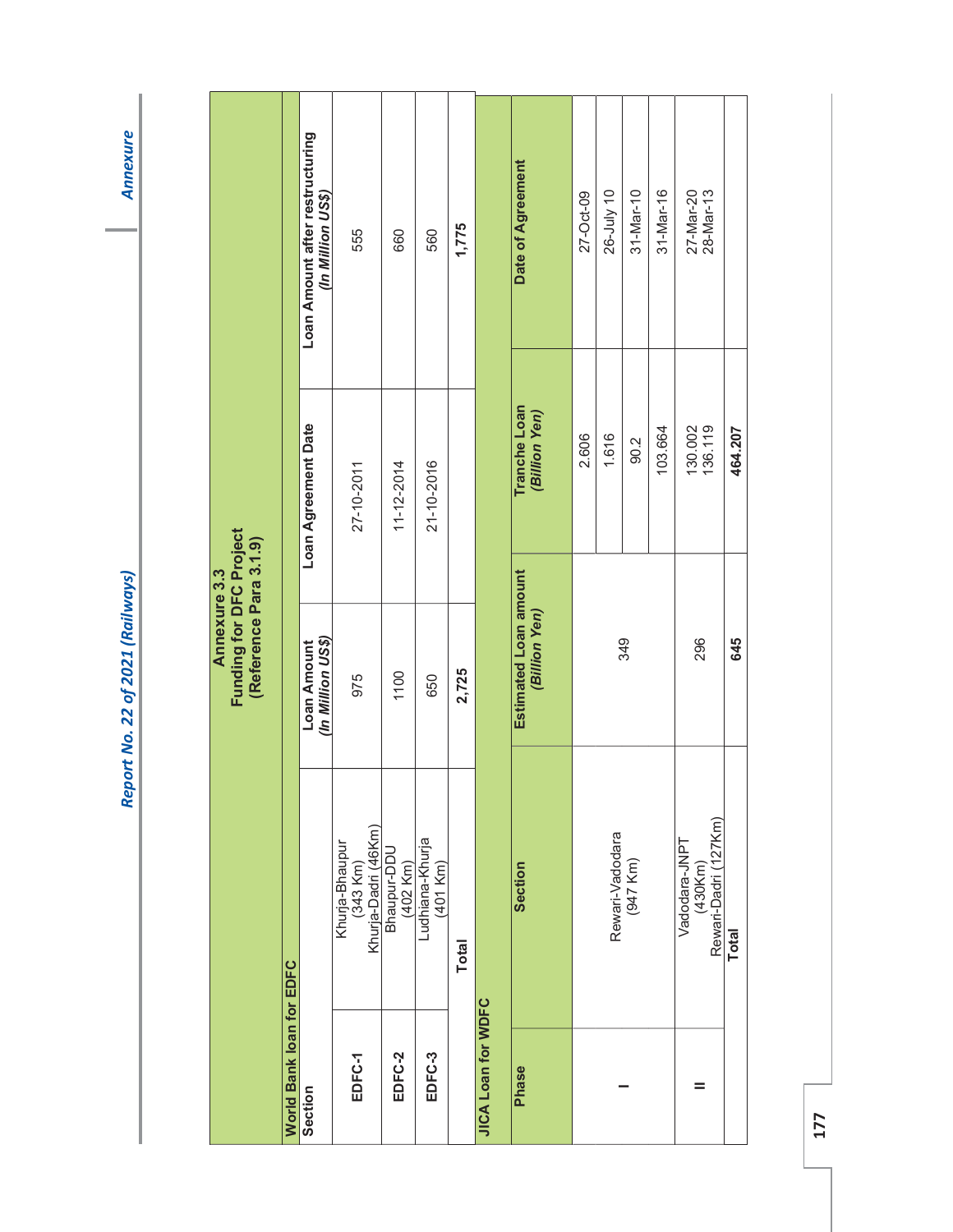## Annexure 3.3
## Funding for DFC Project
## (Reference Para 3.1.9)

**World Bank loan for EDFC**

| Section | | Loan Amount *(In Million US$)* | Loan Agreement Date | Loan Amount after restructuring *(In Million US$)* |
|---|---|---|---|---|
| EDFC-1 | Khurja-Bhaupur (343 Km) Khurja-Dadri (46Km) | 975 | 27-10-2011 | 555 |
| EDFC-2 | Bhaupur-DDU (402 Km) | 1100 | 11-12-2014 | 660 |
| EDFC-3 | Ludhiana-Khurja (401 Km) | 650 | 21-10-2016 | 560 |
| | **Total** | **2,725** | | **1,775** |

**JICA Loan for WDFC**

| Phase | Section | Estimated Loan amount *(Billion Yen)* | Tranche Loan *(Billion Yen)* | Date of Agreement |
|---|---|---|---|---|
| I | Rewari-Vadodara (947 Km) | 349 | 2.606 | 27-Oct-09 |
| | | | 1.616 | 26-July 10 |
| | | | 90.2 | 31-Mar-10 |
| | | | 103.664 | 31-Mar-16 |
| II | Vadodara-JNPT (430Km) Rewari-Dadri (127Km) | 296 | 130.002 136.119 | 27-Mar-20 28-Mar-13 |
| | **Total** | **645** | **464.207** | |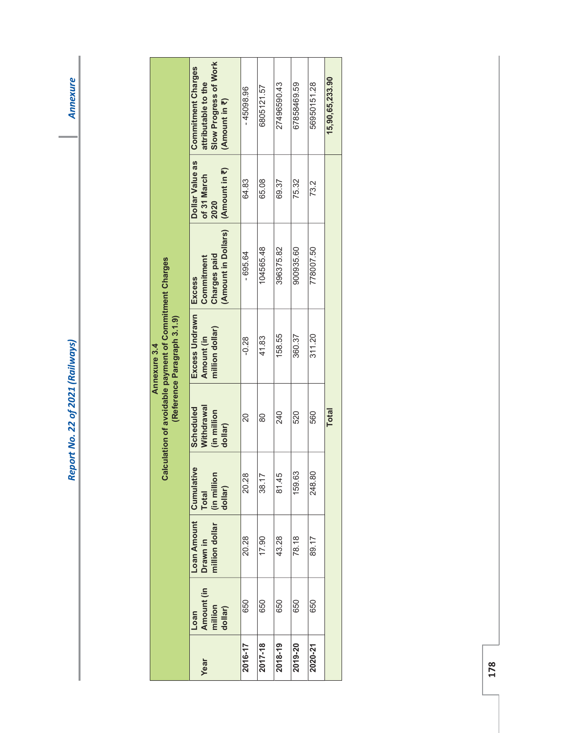## Annexure 3.4

### Calculation of avoidable payment of Commitment Charges

(Reference Paragraph 3.1.9)

| Year | Loan Amount (in million dollar) | Loan Amount Drawn in million dollar | Cumulative Total (in million dollar) | Scheduled Withdrawal (in million dollar) | Excess Undrawn Amount (in million dollar) | Excess Commitment Charges paid (Amount in Dollars) | Dollar Value as of 31 March 2020 (Amount in ₹) | Commitment Charges attributable to the Slow Progress of Work (Amount in ₹) |
|---|---|---|---|---|---|---|---|---|
| 2016-17 | 650 | 20.28 | 20.28 | 20 | -0.28 | - 695.64 | 64.83 | - 45098.96 |
| 2017-18 | 650 | 17.90 | 38.17 | 80 | 41.83 | 104565.48 | 65.08 | 6805121.57 |
| 2018-19 | 650 | 43.28 | 81.45 | 240 | 158.55 | 396375.82 | 69.37 | 27496590.43 |
| 2019-20 | 650 | 78.18 | 159.63 | 520 | 360.37 | 900935.60 | 75.32 | 67858469.59 |
| 2020-21 | 650 | 89.17 | 248.80 | 560 | 311.20 | 778007.50 | 73.2 | 56950151.28 |
| | | | | **Total** | | | | **15,90,65,233.90** |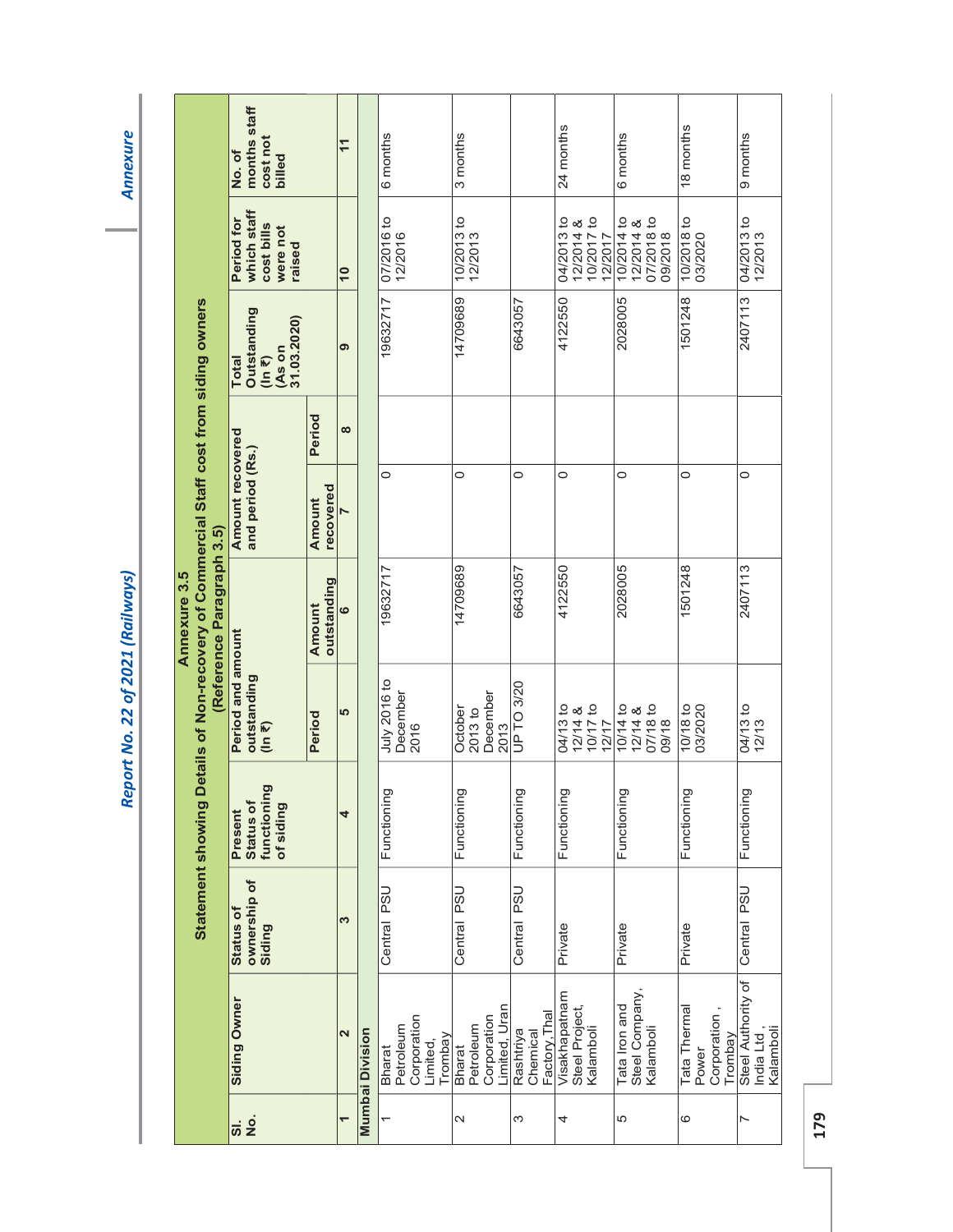## Annexure 3.5

### Statement showing Details of Non-recovery of Commercial Staff cost from siding owners

(Reference Paragraph 3.5)

| Sl. No. | Siding Owner | Status of ownership of Siding | Present Status of functioning of siding | Period and amount outstanding (In ₹) | | Amount recovered and period (Rs.) | | Total Outstanding (In ₹) (As on 31.03.2020) | Period for which staff cost bills were not raised | No. of months staff cost not billed |
|---|---|---|---|---|---|---|---|---|---|---|
| | | | | Period | Amount outstanding | Amount recovered | Period | | | |
| 1 | 2 | 3 | 4 | 5 | 6 | 7 | 8 | 9 | 10 | 11 |
| **Mumbai Division** | | | | | | | | | | |
| 1 | Bharat Petroleum Corporation Limited, Trombay | Central PSU | Functioning | July 2016 to December 2016 | 19632717 | 0 | | 19632717 | 07/2016 to 12/2016 | 6 months |
| 2 | Bharat Petroleum Corporation Limited, Uran | Central PSU | Functioning | October 2013 to December 2013 | 14709689 | 0 | | 14709689 | 10/2013 to 12/2013 | 3 months |
| 3 | Rashtriya Chemical Factory, Thal | Central PSU | Functioning | UP TO 3/20 | 6643057 | 0 | | 6643057 | | |
| 4 | Visakhapatnam Steel Project, Kalamboli | Private | Functioning | 04/13 to 12/14 & 10/17 to 12/17 | 4122550 | 0 | | 4122550 | 04/2013 to 12/2014 & 10/2017 to 12/2017 | 24 months |
| 5 | Tata Iron and Steel Company, Kalamboli | Private | Functioning | 10/14 to 12/14 & 07/18 to 09/18 | 2028005 | 0 | | 2028005 | 10/2014 to 12/2014 & 07/2018 to 09/2018 | 6 months |
| 6 | Tata Thermal Power Corporation , Trombay | Private | Functioning | 10/18 to 03/2020 | 1501248 | 0 | | 1501248 | 10/2018 to 03/2020 | 18 months |
| 7 | Steel Authority of India Ltd , Kalamboli | Central PSU | Functioning | 04/13 to 12/13 | 2407113 | 0 | | 2407113 | 04/2013 to 12/2013 | 9 months |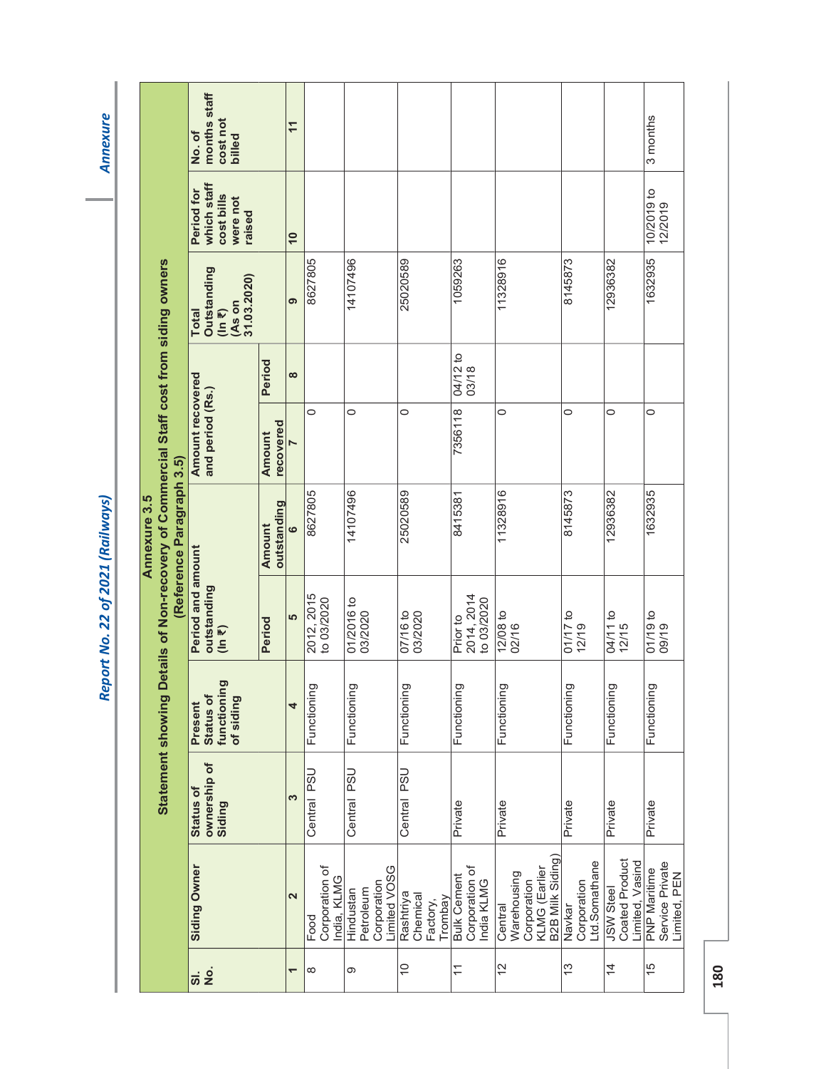## Annexure 3.5

### Statement showing Details of Non-recovery of Commercial Staff cost from siding owners

(Reference Paragraph 3.5)

| Sl. No. | Siding Owner | Status of ownership of Siding | Present Status of functioning of siding | Period and amount outstanding (In ₹) | | Amount recovered and period (Rs.) | | Total Outstanding (In ₹) (As on 31.03.2020) | Period for which staff cost bills were not raised | No. of months staff cost not billed |
|---|---|---|---|---|---|---|---|---|---|---|
| | | | | Period | Amount outstanding | Amount recovered | Period | | | |
| 1 | 2 | 3 | 4 | 5 | 6 | 7 | 8 | 9 | 10 | 11 |
| 8 | Food Corporation of India, KLMG | Central PSU | Functioning | 2012, 2015 to 03/2020 | 8627805 | 0 | | 8627805 | | |
| 9 | Hindustan Petroleum Corporation Limited VOSG | Central PSU | Functioning | 01/2016 to 03/2020 | 14107496 | 0 | | 14107496 | | |
| 10 | Rashtriya Chemical Factory, Trombay | Central PSU | Functioning | 07/16 to 03/2020 | 25020589 | 0 | | 25020589 | | |
| 11 | Bulk Cement Corporation of India KLMG | Private | Functioning | Prior to 2014, 2014 to 03/2020 | 8415381 | 7356118 | 04/12 to 03/18 | 1059263 | | |
| 12 | Central Warehousing Corporation KLMG (Earlier B2B Milk Siding) | Private | Functioning | 12/08 to 02/16 | 11328916 | 0 | | 11328916 | | |
| 13 | Navkar Corporation Ltd.Somathane | Private | Functioning | 01/17 to 12/19 | 8145873 | 0 | | 8145873 | | |
| 14 | JSW Steel Coated Product Limited, Vasind | Private | Functioning | 04/11 to 12/15 | 12936382 | 0 | | 12936382 | | |
| 15 | PNP Maritime Service Private Limited, PEN | Private | Functioning | 01/19 to 09/19 | 1632935 | 0 | | 1632935 | 10/2019 to 12/2019 | 3 months |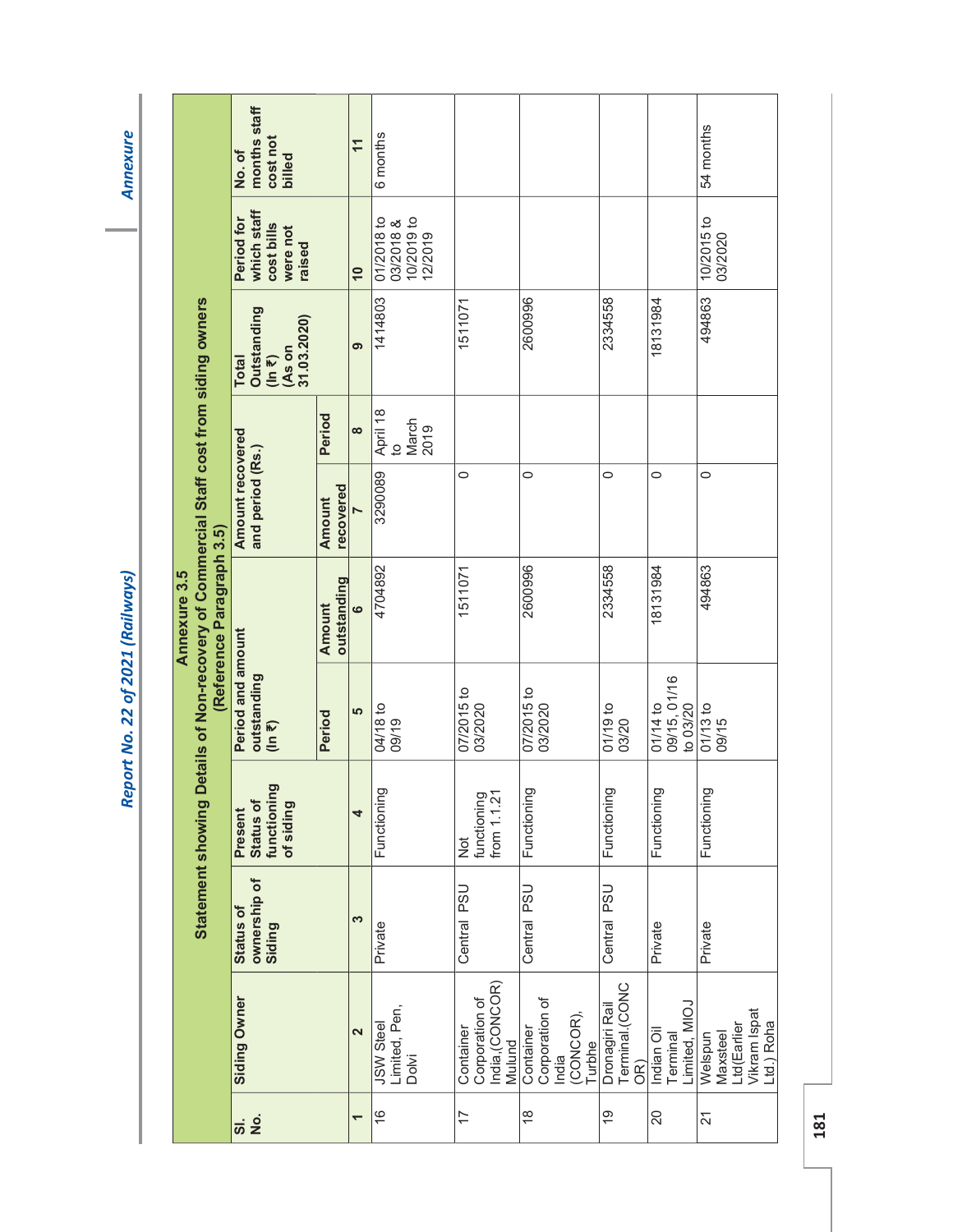## Annexure 3.5

### Statement showing Details of Non-recovery of Commercial Staff cost from siding owners

(Reference Paragraph 3.5)

| Sl. No. | Siding Owner | Status of ownership of Siding | Present Status of functioning of siding | Period and amount outstanding (In ₹) | | Amount recovered and period (Rs.) | | Total Outstanding (In ₹) (As on 31.03.2020) | Period for which staff cost bills were not raised | No. of months staff cost not billed |
|---|---|---|---|---|---|---|---|---|---|---|
| | | | | Period | Amount outstanding | Amount recovered | Period | | | |
| 1 | 2 | 3 | 4 | 5 | 6 | 7 | 8 | 9 | 10 | 11 |
| 16 | JSW Steel Limited, Pen, Dolvi | Private | Functioning | 04/18 to 09/19 | 4704892 | 3290089 | April 18 to March 2019 | 1414803 | 01/2018 to 03/2018 & 10/2019 to 12/2019 | 6 months |
| 17 | Container Corporation of India,(CONCOR) Mulund | Central PSU | Not functioning from 1.1.21 | 07/2015 to 03/2020 | 1511071 | 0 | | 1511071 | | |
| 18 | Container Corporation of India (CONCOR), Turbhe | Central PSU | Functioning | 07/2015 to 03/2020 | 2600996 | 0 | | 2600996 | | |
| 19 | Dronagiri Rail Terminal.(CONCOR) | Central PSU | Functioning | 01/19 to 03/20 | 2334558 | 0 | | 2334558 | | |
| 20 | Indian Oil Terminal Limited, MIOJ | Private | Functioning | 01/14 to 09/15, 01/16 to 03/20 | 18131984 | 0 | | 18131984 | | |
| 21 | Welspun Maxsteel Ltd(Earlier Vikram Ispat Ltd.) Roha | Private | Functioning | 01/13 to 09/15 | 494863 | 0 | | 494863 | 10/2015 to 03/2020 | 54 months |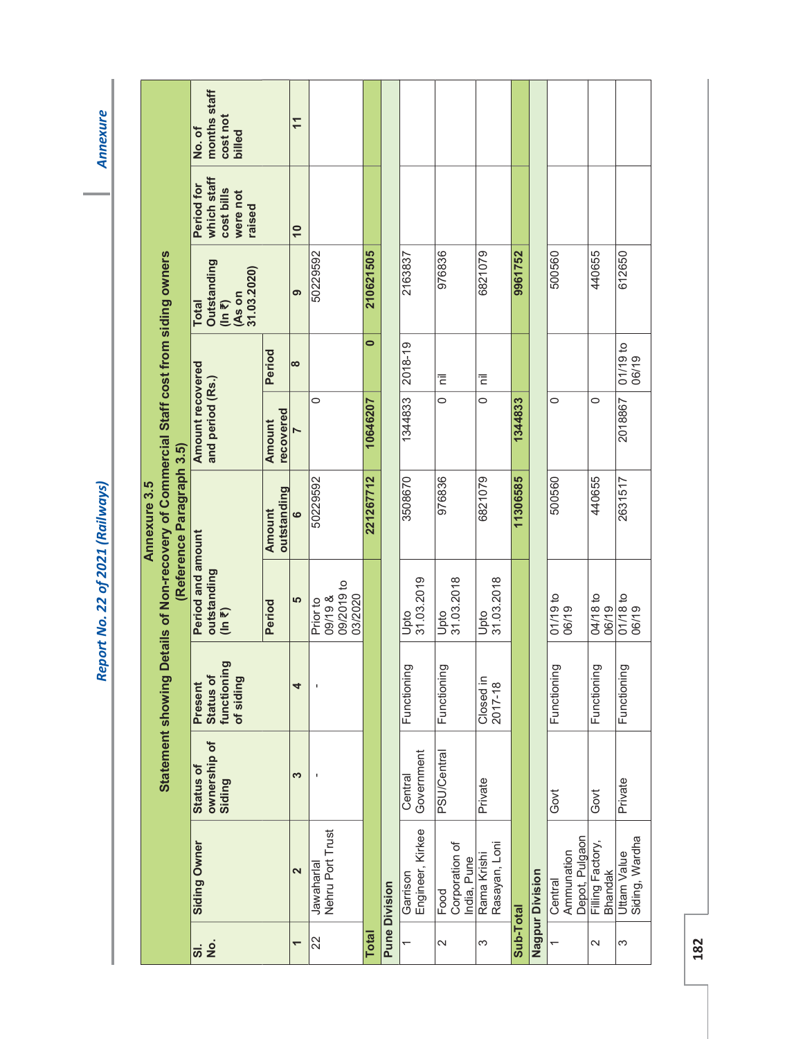## Annexure 3.5

### Statement showing Details of Non-recovery of Commercial Staff cost from siding owners (Reference Paragraph 3.5)

| Sl. No. | Siding Owner | Status of ownership of Siding | Present Status of functioning of siding | Period and amount outstanding (In ₹) | | Amount recovered and period (Rs.) | | Total Outstanding (In ₹) (As on 31.03.2020) | Period for which staff cost bills were not raised | No. of months staff cost not billed |
|---|---|---|---|---|---|---|---|---|---|---|
| | | | | Period | Amount outstanding | Amount recovered | Period | | | |
| 1 | 2 | 3 | 4 | 5 | 6 | 7 | 8 | 9 | 10 | 11 |
| 22 | Jawaharlal Nehru Port Trust | - | - | Prior to 09/19 & 09/2019 to 03/2020 | 50229592 | 0 | | 50229592 | | |
| **Total** | | | | | **221267712** | **10646207** | **0** | **210621505** | | |
| **Pune Division** | | | | | | | | | | |
| 1 | Garrison Engineer, Kirkee | Central Government | Functioning | Upto 31.03.2019 | 3508670 | 1344833 | 2018-19 | 2163837 | | |
| 2 | Food Corporation of India, Pune | PSU/Central | Functioning | Upto 31.03.2018 | 976836 | 0 | nil | 976836 | | |
| 3 | Rama Krishi Rasayan, Loni | Private | Closed in 2017-18 | Upto 31.03.2018 | 6821079 | 0 | nil | 6821079 | | |
| **Sub-Total** | | | | | **11306585** | **1344833** | | **9961752** | | |
| **Nagpur Division** | | | | | | | | | | |
| 1 | Central Ammunation Depot, Pulgaon | Govt | Functioning | 01/19 to 06/19 | 500560 | 0 | | 500560 | | |
| 2 | Filling Factory, Bhandak | Govt | Functioning | 04/18 to 06/19 | 440655 | 0 | | 440655 | | |
| 3 | Uttam Value Siding, Wardha | Private | Functioning | 01/18 to 06/19 | 2631517 | 2018867 | 01/19 to 06/19 | 612650 | | |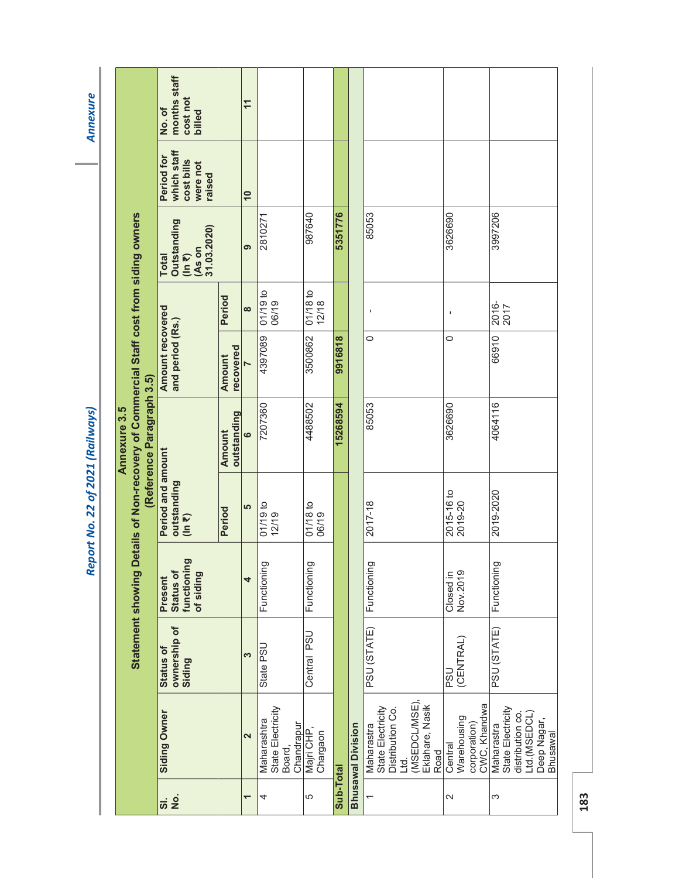## Annexure 3.5

### Statement showing Details of Non-recovery of Commercial Staff cost from siding owners

(Reference Paragraph 3.5)

| Sl. No. | Siding Owner | Status of ownership of Siding | Present Status of functioning of siding | Period and amount outstanding (In ₹) | | Amount recovered and period (Rs.) | | Total Outstanding (In ₹) (As on 31.03.2020) | Period for which staff cost bills were not raised | No. of months staff cost not billed |
|---|---|---|---|---|---|---|---|---|---|---|
| | | | | Period | Amount outstanding | Amount recovered | Period | | | |
| 1 | 2 | 3 | 4 | 5 | 6 | 7 | 8 | 9 | 10 | 11 |
| 4 | Maharashtra State Electricity Board, Chandrapur | State PSU | Functioning | 01/19 to 12/19 | 7207360 | 4397089 | 01/19 to 06/19 | 2810271 | | |
| 5 | Majri CHP, Chargaon | Central PSU | Functioning | 01/18 to 06/19 | 4488502 | 3500862 | 01/18 to 12/18 | 987640 | | |
| **Sub-Total** | | | | | **15268594** | **9916818** | | **5351776** | | |
| **Bhusawal Division** | | | | | | | | | | |
| 1 | Maharastra State Electricity Distribution Co. Ltd. (MSEDCL/MSE), Eklahare, Nasik Road | PSU (STATE) | Functioning | 2017-18 | 85053 | 0 | - | 85053 | | |
| 2 | Central Warehousing corporation) CWC, Khandwa | PSU (CENTRAL) | Closed in Nov.2019 | 2015-16 to 2019-20 | 3626690 | 0 | - | 3626690 | | |
| 3 | Maharastra State Electricity distribution co. Ltd.(MSEDCL) Deep Nagar, Bhusawal | PSU (STATE) | Functioning | 2019-2020 | 4064116 | 66910 | 2016-2017 | 3997206 | | |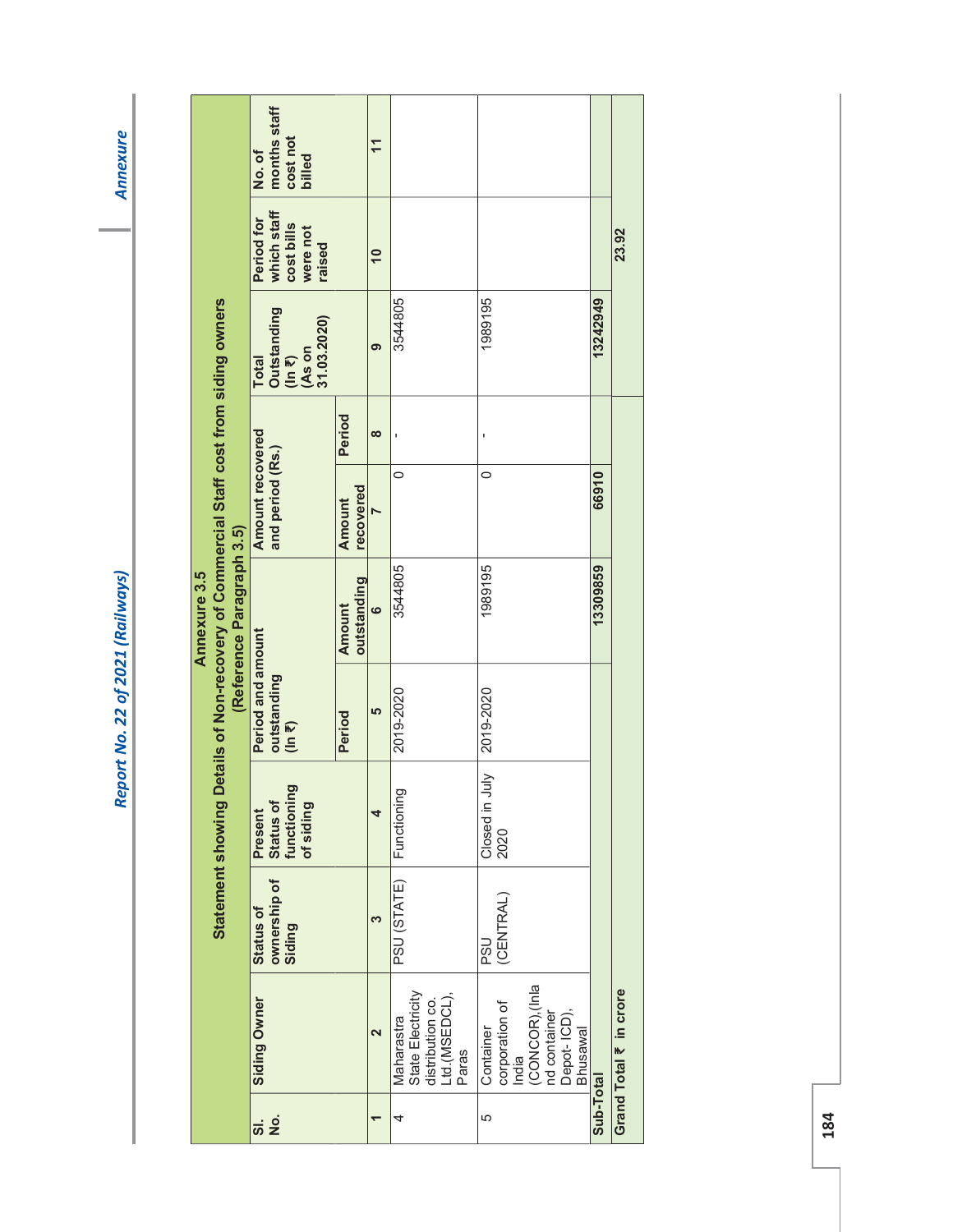## Annexure 3.5

### Statement showing Details of Non-recovery of Commercial Staff cost from siding owners

(Reference Paragraph 3.5)

| Sl. No. | Siding Owner | Status of ownership of Siding | Present Status of functioning of siding | Period and amount outstanding (In ₹) | | Amount recovered and period (Rs.) | | Total Outstanding (In ₹) (As on 31.03.2020) | Period for which staff cost bills were not raised | No. of months staff cost not billed |
|---|---|---|---|---|---|---|---|---|---|---|
| | | | | Period | Amount outstanding | Amount recovered | Period | | | |
| 1 | 2 | 3 | 4 | 5 | 6 | 7 | 8 | 9 | 10 | 11 |
| 4 | Maharastra State Electricity distribution co. Ltd.(MSEDCL), Paras | PSU (STATE) | Functioning | 2019-2020 | 3544805 | 0 | - | 3544805 | | |
| 5 | Container corporation of India (CONCOR),(Inland container Depot- ICD), Bhusawal | PSU (CENTRAL) | Closed in July 2020 | 2019-2020 | 1989195 | 0 | - | 1989195 | | |
| Sub-Total | | | | | 13309859 | 66910 | | 13242949 | | |
| Grand Total ₹ in crore | | | | | | | | | 23.92 | |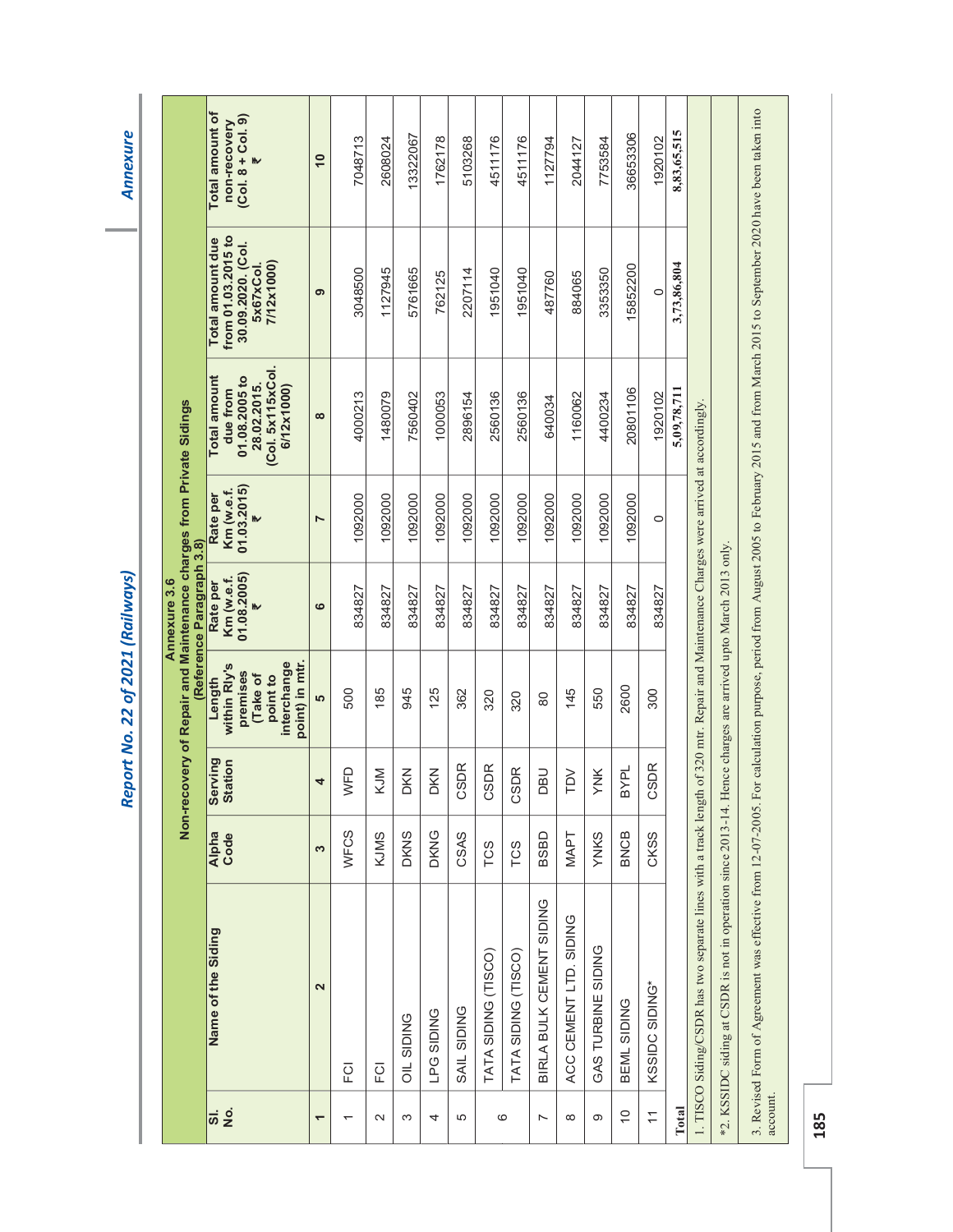## Annexure 3.6

### Non-recovery of Repair and Maintenance charges from Private Sidings

(Reference Paragraph 3.8)

| Sl. No. | Name of the Siding | Alpha Code | Serving Station | Length within Rly's premises (Take of point to interchange point) in mtr. | Rate per Km (w.e.f. 01.08.2005) ₹ | Rate per Km (w.e.f. 01.03.2015) ₹ | Total amount due from 01.08.2005 to 28.02.2015. (Col. 5x115xCol. 6/12x1000) | Total amount due from 01.03.2015 to 30.09.2020. (Col. 5x67xCol. 7/12x1000) | Total amount of non-recovery (Col. 8 + Col. 9) ₹ |
|---|---|---|---|---|---|---|---|---|---|
| 1 | 2 | 3 | 4 | 5 | 6 | 7 | 8 | 9 | 10 |
| 1 | FCI | WFCS | WFD | 500 | 834827 | 1092000 | 4000213 | 3048500 | 7048713 |
| 2 | FCI | KJMS | KJM | 185 | 834827 | 1092000 | 1480079 | 1127945 | 2608024 |
| 3 | OIL SIDING | DKNS | DKN | 945 | 834827 | 1092000 | 7560402 | 5761665 | 13322067 |
| 4 | LPG SIDING | DKNG | DKN | 125 | 834827 | 1092000 | 1000053 | 762125 | 1762178 |
| 5 | SAIL SIDING | CSAS | CSDR | 362 | 834827 | 1092000 | 2896154 | 2207114 | 5103268 |
| 6 | TATA SIDING (TISCO) | TCS | CSDR | 320 | 834827 | 1092000 | 2560136 | 1951040 | 4511176 |
| | TATA SIDING (TISCO) | TCS | CSDR | 320 | 834827 | 1092000 | 2560136 | 1951040 | 4511176 |
| 7 | BIRLA BULK CEMENT SIDING | BSBD | DBU | 80 | 834827 | 1092000 | 640034 | 487760 | 1127794 |
| 8 | ACC CEMENT LTD. SIDING | MAPT | TDV | 145 | 834827 | 1092000 | 1160062 | 884065 | 2044127 |
| 9 | GAS TURBINE SIDING | YNKS | YNK | 550 | 834827 | 1092000 | 4400234 | 3353350 | 7753584 |
| 10 | BEML SIDING | BNCB | BYPL | 2600 | 834827 | 1092000 | 20801106 | 15852200 | 36653306 |
| 11 | KSSIDC SIDING* | CKSS | CSDR | 300 | 834827 | 0 | 1920102 | 0 | 1920102 |
| Total | | | | | | | 5,09,78,711 | 3,73,86,804 | 8,83,65,515 |

1. TISCO Siding/CSDR has two separate lines with a track length of 320 mtr. Repair and Maintenance Charges were arrived at accordingly.

*2. KSSIDC siding at CSDR is not in operation since 2013-14. Hence charges are arrived upto March 2013 only.

3. Revised Form of Agreement was effective from 12-07-2005. For calculation purpose, period from August 2005 to February 2015 and from March 2015 to September 2020 have been taken into account.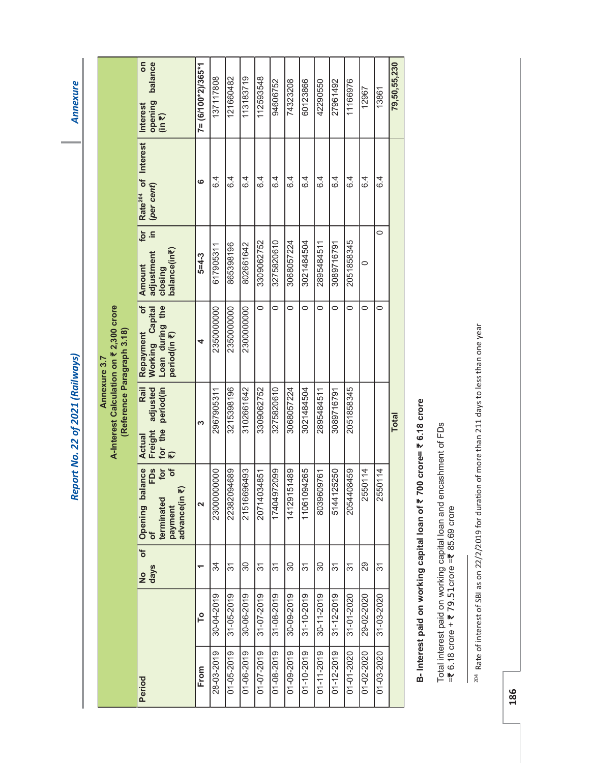## Annexure 3.7

### A-Interest Calculation on ₹ 2,300 crore

(Reference Paragraph 3.18)

| Period | | No of days | Opening balance of terminated FDs for payment of advance(in ₹) | Actual Freight for the Rail adjusted period(in ₹) | Repayment of Working Capital Loan during the period(in ₹) | Amount for adjustment in closing balance(in₹) | Rate[204] of Interest (*per cent*) | Interest on opening balance (in ₹) |
|---|---|---|---|---|---|---|---|---|
| **From** | **To** | **1** | **2** | **3** | **4** | **5=4-3** | **6** | **7= (6/100*2)/365*1** |
| 28-03-2019 | 30-04-2019 | 34 | 23000000000 | 2967905311 | 2350000000 | 617905311 | 6.4 | 137117808 |
| 01-05-2019 | 31-05-2019 | 31 | 22382094689 | 3215398196 | 2350000000 | 865398196 | 6.4 | 121660482 |
| 01-06-2019 | 30-06-2019 | 30 | 21516696493 | 3102661642 | 2300000000 | 802661642 | 6.4 | 113183719 |
| 01-07-2019 | 31-07-2019 | 31 | 20714034851 | 3309062752 | 0 | 3309062752 | 6.4 | 112593548 |
| 01-08-2019 | 31-08-2019 | 31 | 17404972099 | 3275820610 | 0 | 3275820610 | 6.4 | 94606752 |
| 01-09-2019 | 30-09-2019 | 30 | 14129151489 | 3068057224 | 0 | 3068057224 | 6.4 | 74323208 |
| 01-10-2019 | 31-10-2019 | 31 | 11061094265 | 3021484504 | 0 | 3021484504 | 6.4 | 60123866 |
| 01-11-2019 | 30-11-2019 | 30 | 8039609761 | 2895484511 | 0 | 2895484511 | 6.4 | 42290550 |
| 01-12-2019 | 31-12-2019 | 31 | 5144125250 | 3089716791 | 0 | 3089716791 | 6.4 | 27961492 |
| 01-01-2020 | 31-01-2020 | 31 | 2054408459 | 2051858345 | 0 | 2051858345 | 6.4 | 11166976 |
| 01-02-2020 | 29-02-2020 | 29 | 2550114 | | 0 | 0 | 6.4 | 12967 |
| 01-03-2020 | 31-03-2020 | 31 | 2550114 | | 0 | 0 | 6.4 | 13861 |
| | | | | **Total** | | | | **79,50,55,230** |

### B- Interest paid on working capital loan of ₹ 700 crore= ₹ 6.18 crore

Total interest paid on working capital loan and encashment of FDs
=₹ 6.18 crore + ₹ 79.51crore =₹ 85.69 crore

[204] Rate of interest of SBI as on 22/2/2019 for duration of more than 211 days to less than one year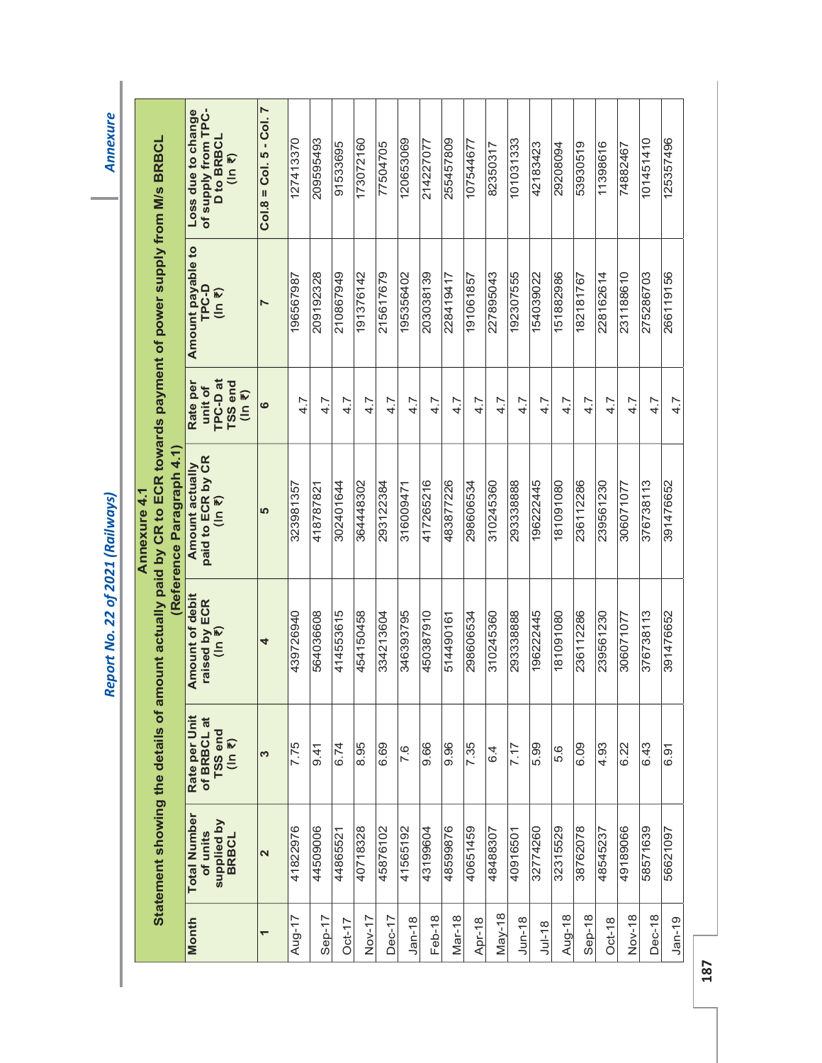## Annexure 4.1

### Statement showing the details of amount actually paid by CR to ECR towards payment of power supply from M/s BRBCL

(Reference Paragraph 4.1)

| Month | Total Number of units supplied by BRBCL | Rate per Unit of BRBCL at TSS end (In ₹) | Amount of debit raised by ECR (In ₹) | Amount actually paid to ECR by CR (In ₹) | Rate per unit of TPC-D at TSS end (In ₹) | Amount payable to TPC-D (In ₹) | Loss due to change of supply from TPC-D to BRBCL (In ₹) |
|---|---|---|---|---|---|---|---|
| 1 | 2 | 3 | 4 | 5 | 6 | 7 | Col.8 = Col. 5 - Col. 7 |
| Aug-17 | 41822976 | 7.75 | 439726940 | 323981357 | 4.7 | 196567987 | 127413370 |
| Sep-17 | 44509006 | 9.41 | 564036608 | 418787821 | 4.7 | 209192328 | 209595493 |
| Oct-17 | 44865521 | 6.74 | 414553615 | 302401644 | 4.7 | 210867949 | 91533695 |
| Nov-17 | 40718328 | 8.95 | 454150458 | 364448302 | 4.7 | 191376142 | 173072160 |
| Dec-17 | 45876102 | 6.69 | 334213604 | 293122384 | 4.7 | 215617679 | 77504705 |
| Jan-18 | 41565192 | 7.6 | 346393795 | 316009471 | 4.7 | 195356402 | 120653069 |
| Feb-18 | 43199604 | 9.66 | 450387910 | 417265216 | 4.7 | 203038139 | 214227077 |
| Mar-18 | 48599876 | 9.96 | 514490161 | 483877226 | 4.7 | 228419417 | 255457809 |
| Apr-18 | 40651459 | 7.35 | 298606534 | 298606534 | 4.7 | 191061857 | 107544677 |
| May-18 | 48488307 | 6.4 | 310245360 | 310245360 | 4.7 | 227895043 | 82350317 |
| Jun-18 | 40916501 | 7.17 | 293338888 | 293338888 | 4.7 | 192307555 | 101031333 |
| Jul-18 | 32774260 | 5.99 | 196222445 | 196222445 | 4.7 | 154039022 | 42183423 |
| Aug-18 | 32315529 | 5.6 | 181091080 | 181091080 | 4.7 | 151882986 | 29208094 |
| Sep-18 | 38762078 | 6.09 | 236112286 | 236112286 | 4.7 | 182181767 | 53930519 |
| Oct-18 | 48545237 | 4.93 | 239561230 | 239561230 | 4.7 | 228162614 | 11398616 |
| Nov-18 | 49189066 | 6.22 | 306071077 | 306071077 | 4.7 | 231188610 | 74882467 |
| Dec-18 | 58571639 | 6.43 | 376738113 | 376738113 | 4.7 | 275286703 | 101451410 |
| Jan-19 | 56621097 | 6.91 | 391476652 | 391476652 | 4.7 | 266119156 | 125357496 |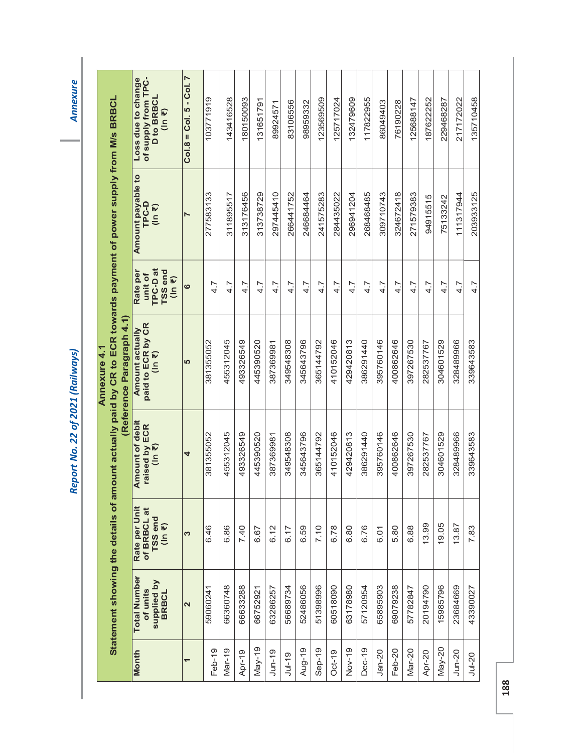## Annexure 4.1

**Statement showing the details of amount actually paid by CR to ECR towards payment of power supply from M/s BRBCL (Reference Paragraph 4.1)**

| Month | Total Number of units supplied by BRBCL | Rate per Unit of BRBCL at TSS end (In ₹) | Amount of debit raised by ECR (In ₹) | Amount actually paid to ECR by CR (In ₹) | Rate per unit of TPC-D at TSS end (In ₹) | Amount payable to TPC-D (In ₹) | Loss due to change of supply from TPC-D to BRBCL (In ₹) |
|---|---|---|---|---|---|---|---|
| 1 | 2 | 3 | 4 | 5 | 6 | 7 | Col.8 = Col. 5 - Col. 7 |
| Feb-19 | 59060241 | 6.46 | 381355052 | 381355052 | 4.7 | 277583133 | 103771919 |
| Mar-19 | 66360748 | 6.86 | 455312045 | 455312045 | 4.7 | 311895517 | 143416528 |
| Apr-19 | 66633288 | 7.40 | 493326549 | 493326549 | 4.7 | 313176456 | 180150093 |
| May-19 | 66752921 | 6.67 | 445390520 | 445390520 | 4.7 | 313738729 | 131651791 |
| Jun-19 | 63286257 | 6.12 | 387369981 | 387369981 | 4.7 | 297445410 | 89924571 |
| Jul-19 | 56689734 | 6.17 | 349548308 | 349548308 | 4.7 | 266441752 | 83106556 |
| Aug-19 | 52486056 | 6.59 | 345643796 | 345643796 | 4.7 | 246684464 | 98959332 |
| Sep-19 | 51398996 | 7.10 | 365144792 | 365144792 | 4.7 | 241575283 | 123569509 |
| Oct-19 | 60518090 | 6.78 | 410152046 | 410152046 | 4.7 | 284435022 | 125717024 |
| Nov-19 | 63178980 | 6.80 | 429420813 | 429420813 | 4.7 | 296941204 | 132479609 |
| Dec-19 | 57120954 | 6.76 | 386291440 | 386291440 | 4.7 | 268468485 | 117822955 |
| Jan-20 | 65895903 | 6.01 | 395760146 | 395760146 | 4.7 | 309710743 | 86049403 |
| Feb-20 | 69079238 | 5.80 | 400862646 | 400862646 | 4.7 | 324672418 | 76190228 |
| Mar-20 | 57782847 | 6.88 | 397267530 | 397267530 | 4.7 | 271579383 | 125688147 |
| Apr-20 | 20194790 | 13.99 | 282537767 | 282537767 | 4.7 | 94915515 | 187622252 |
| May-20 | 15985796 | 19.05 | 304601529 | 304601529 | 4.7 | 75133242 | 229468287 |
| Jun-20 | 23684669 | 13.87 | 328489966 | 328489966 | 4.7 | 111317944 | 217172022 |
| Jul-20 | 43390027 | 7.83 | 339643583 | 339643583 | 4.7 | 203933125 | 135710458 |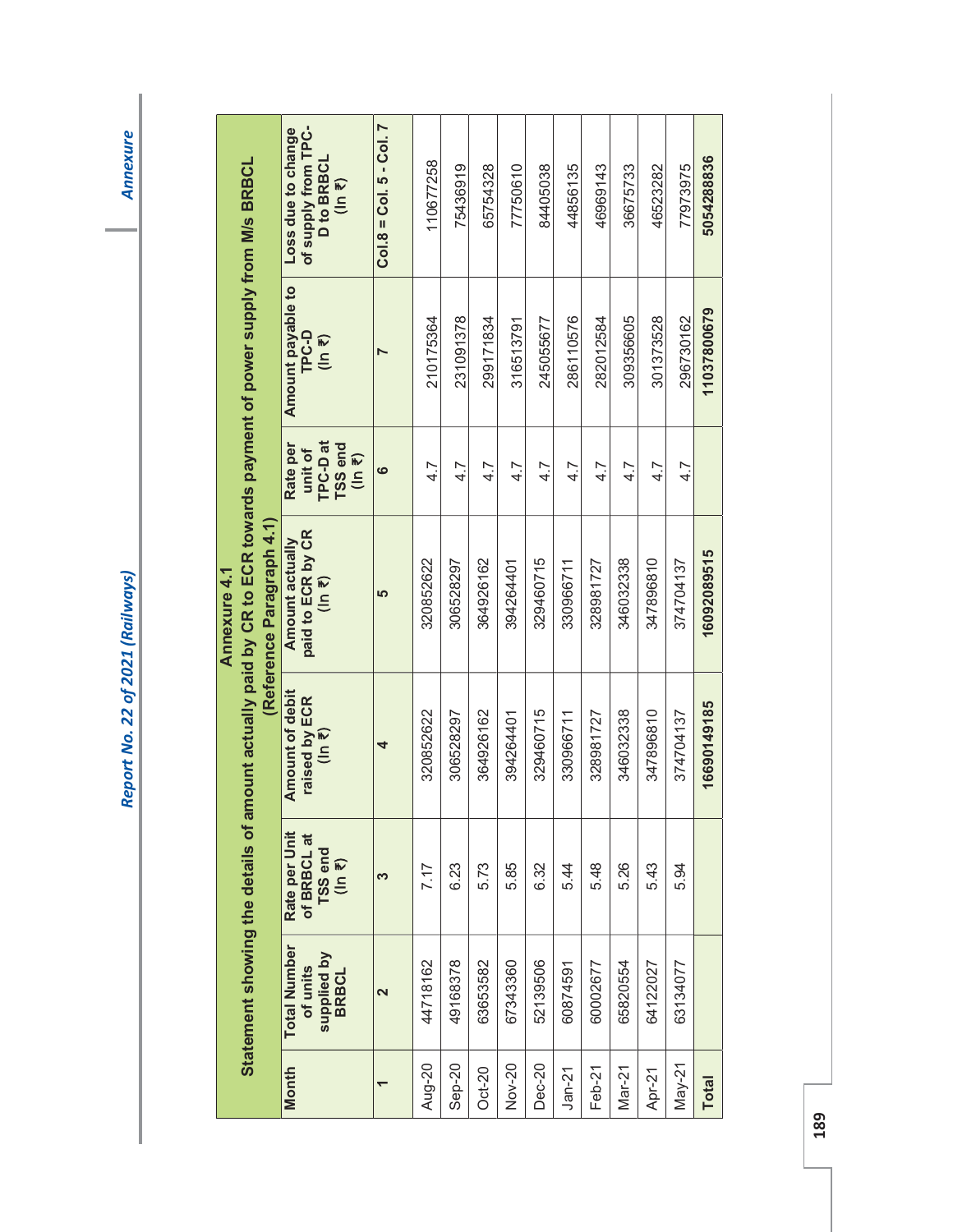## Annexure 4.1

### Statement showing the details of amount actually paid by CR to ECR towards payment of power supply from M/s BRBCL

(Reference Paragraph 4.1)

| Month | Total Number of units supplied by BRBCL | Rate per Unit of BRBCL at TSS end (In ₹) | Amount of debit raised by ECR (In ₹) | Amount actually paid to ECR by CR (In ₹) | Rate per unit of TPC-D at TSS end (In ₹) | Amount payable to TPC-D (In ₹) | Loss due to change of supply from TPC-D to BRBCL (In ₹) |
|---|---|---|---|---|---|---|---|
| 1 | 2 | 3 | 4 | 5 | 6 | 7 | Col.8 = Col. 5 - Col. 7 |
| Aug-20 | 44718162 | 7.17 | 320852622 | 320852622 | 4.7 | 210175364 | 110677258 |
| Sep-20 | 49168378 | 6.23 | 306528297 | 306528297 | 4.7 | 231091378 | 75436919 |
| Oct-20 | 63653582 | 5.73 | 364926162 | 364926162 | 4.7 | 299171834 | 65754328 |
| Nov-20 | 67343360 | 5.85 | 394264401 | 394264401 | 4.7 | 316513791 | 77750610 |
| Dec-20 | 52139506 | 6.32 | 329460715 | 329460715 | 4.7 | 245055677 | 84405038 |
| Jan-21 | 60874591 | 5.44 | 330966711 | 330966711 | 4.7 | 286110576 | 44856135 |
| Feb-21 | 60002677 | 5.48 | 328981727 | 328981727 | 4.7 | 282012584 | 46969143 |
| Mar-21 | 65820554 | 5.26 | 346032338 | 346032338 | 4.7 | 309356605 | 36675733 |
| Apr-21 | 64122027 | 5.43 | 347896810 | 347896810 | 4.7 | 301373528 | 46523282 |
| May-21 | 63134077 | 5.94 | 374704137 | 374704137 | 4.7 | 296730162 | 77973975 |
| **Total** | | | **16690149185** | **16092089515** | | **11037800679** | **5054288836** |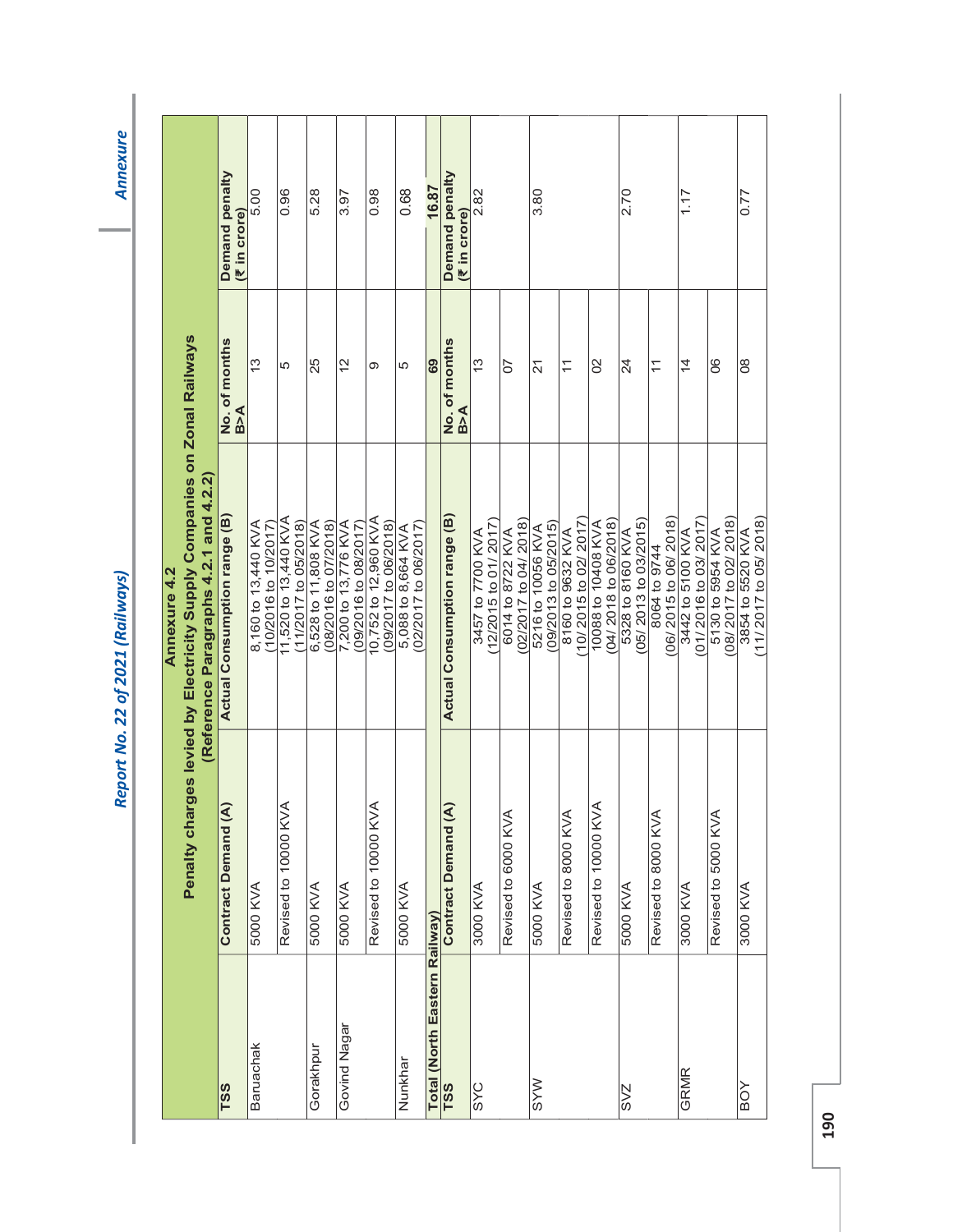## Annexure 4.2

### Penalty charges levied by Electricity Supply Companies on Zonal Railways

(Reference Paragraphs 4.2.1 and 4.2.2)

| TSS | Contract Demand (A) | Actual Consumption range (B) | No. of months B>A | Demand penalty (₹ in crore) |
|---|---|---|---|---|
| Baruachak | 5000 KVA | 8,160 to 13,440 KVA (10/2016 to 10/2017) | 13 | 5.00 |
| | Revised to 10000 KVA | 11,520 to 13,440 KVA (11/2017 to 05/2018) | 5 | 0.96 |
| Gorakhpur | 5000 KVA | 6,528 to 11,808 KVA (08/2016 to 07/2018) | 25 | 5.28 |
| Govind Nagar | 5000 KVA | 7,200 to 13,776 KVA (09/2016 to 08/2017) | 12 | 3.97 |
| | Revised to 10000 KVA | 10,752 to 12,960 KVA (09/2017 to 06/2018) | 9 | 0.98 |
| Nunkhar | 5000 KVA | 5,088 to 8,664 KVA (02/2017 to 06/2017) | 5 | 0.68 |
| **Total (North Eastern Railway)** | | | **69** | **16.87** |
| **TSS** | **Contract Demand (A)** | **Actual Consumption range (B)** | **No. of months B>A** | **Demand penalty (₹ in crore)** |
| SYC | 3000 KVA | 3457 to 7700 KVA (12/2015 to 01/ 2017) | 13 | 2.82 |
| | Revised to 6000 KVA | 6014 to 8722 KVA (02/2017 to 04/ 2018) | 07 | |
| SYW | 5000 KVA | 5216 to 10056 KVA (09/2013 to 05/2015) | 21 | 3.80 |
| | Revised to 8000 KVA | 8160 to 9632 KVA (10/ 2015 to 02/ 2017) | 11 | |
| | Revised to 10000 KVA | 10088 to 10408 KVA (04/ 2018 to 06/2018) | 02 | |
| SVZ | 5000 KVA | 5328 to 8160 KVA (05/ 2013 to 03/2015) | 24 | 2.70 |
| | Revised to 8000 KVA | 8064 to 9744 (06/ 2015 to 06/ 2018) | 11 | |
| GRMR | 3000 KVA | 3442 to 5100 KVA (01/ 2016 to 03/ 2017) | 14 | 1.17 |
| | Revised to 5000 KVA | 5130 to 5954 KVA (08/ 2017 to 02/ 2018) | 06 | |
| BOY | 3000 KVA | 3854 to 5520 KVA (11/ 2017 to 05/ 2018) | 08 | 0.77 |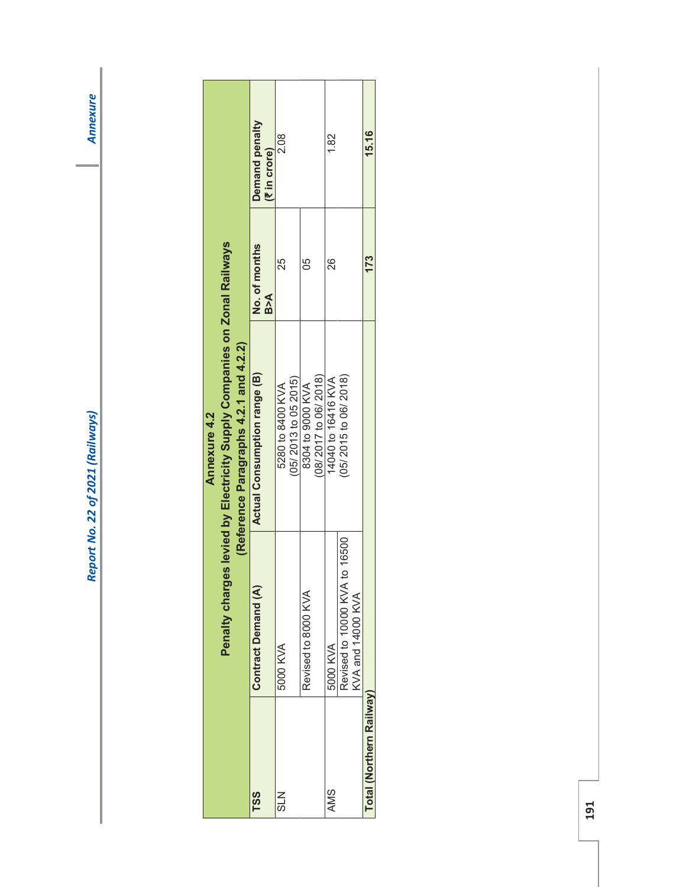# Annexure 4.2

## Penalty charges levied by Electricity Supply Companies on Zonal Railways

### (Reference Paragraphs 4.2.1 and 4.2.2)

| TSS | Contract Demand (A) | Actual Consumption range (B) | No. of months B>A | Demand penalty (₹ in crore) |
|---|---|---|---|---|
| SLN | 5000 KVA | 5280 to 8400 KVA (05/ 2013 to 05 2015) | 25 | 2.08 |
| | Revised to 8000 KVA | 8304 to 9000 KVA (08/ 2017 to 06/ 2018) | 05 | |
| AMS | 5000 KVA<br>Revised to 10000 KVA to 16500 KVA and 14000 KVA | 14040 to 16416 KVA (05/ 2015 to 06/ 2018) | 26 | 1.82 |
| **Total (Northern Railway)** | | | **173** | **15.16** |